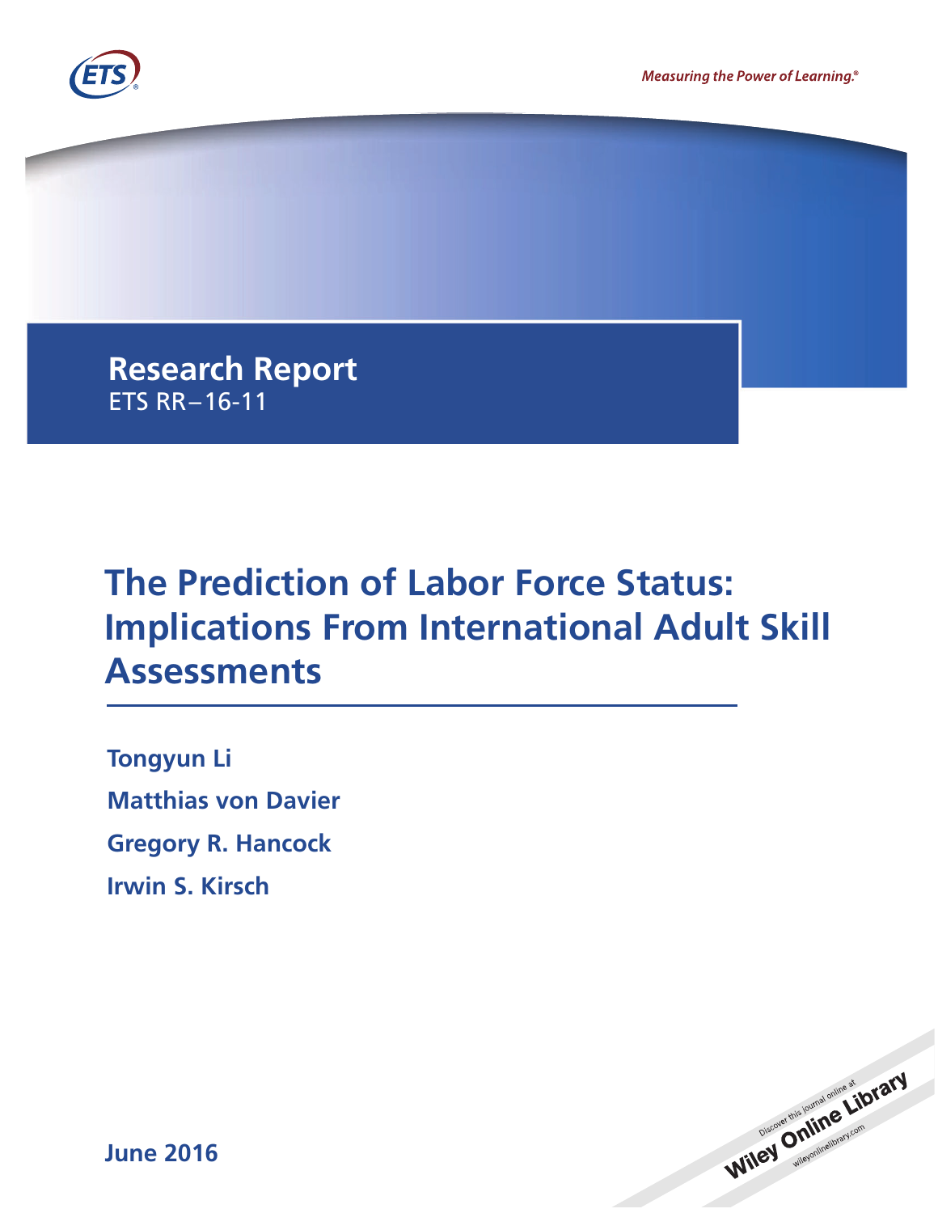Measuring the Power of Learning.®

Research Report
ETS RR–16-11

# The Prediction of Labor Force Status: Implications From International Adult Skill Assessments

**Tongyun Li**

**Matthias von Davier**

**Gregory R. Hancock**

**Irwin S. Kirsch**

**June 2016**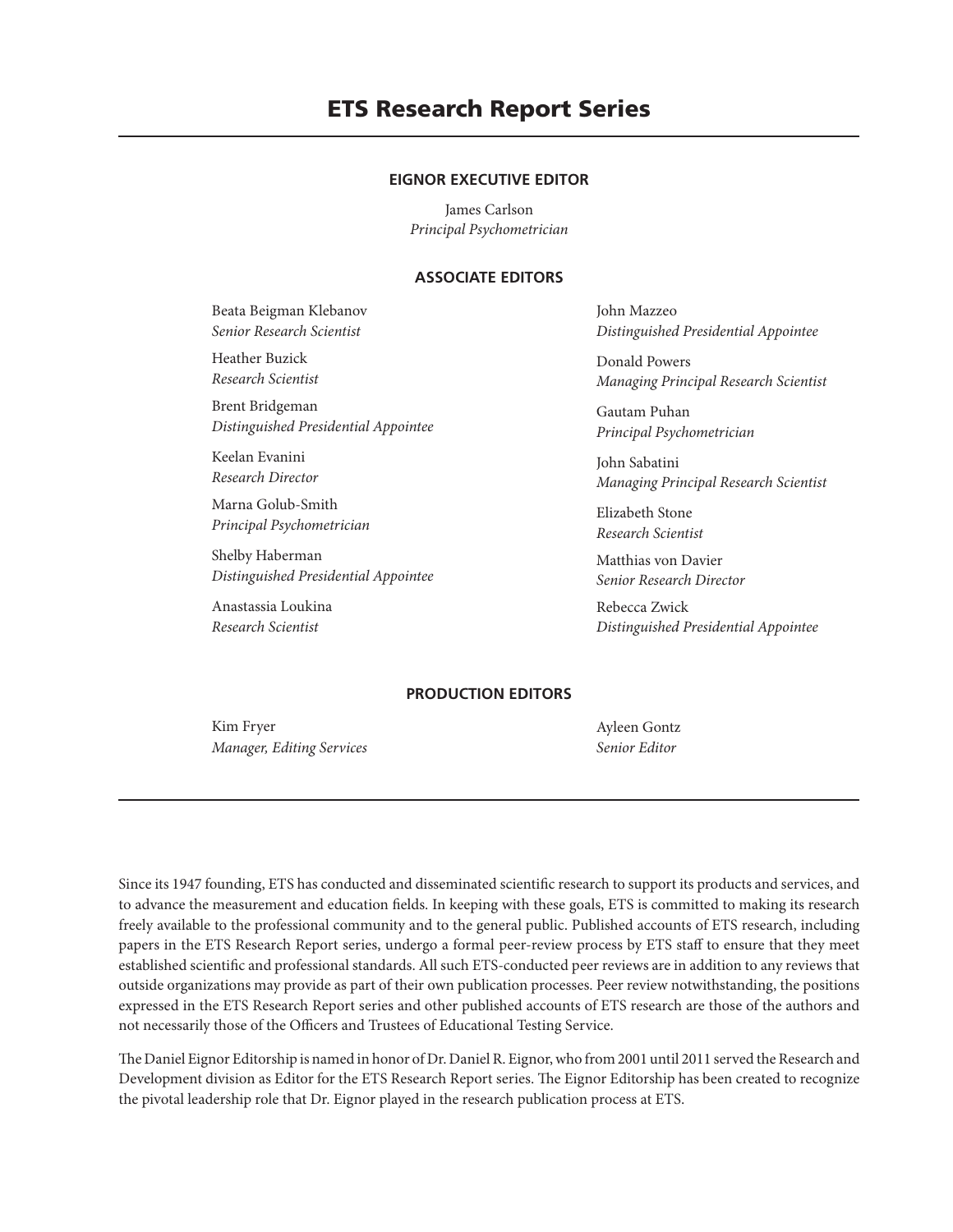# ETS Research Report Series

## EIGNOR EXECUTIVE EDITOR

James Carlson
*Principal Psychometrician*

## ASSOCIATE EDITORS

Beata Beigman Klebanov
*Senior Research Scientist*

Heather Buzick
*Research Scientist*

Brent Bridgeman
*Distinguished Presidential Appointee*

Keelan Evanini
*Research Director*

Marna Golub-Smith
*Principal Psychometrician*

Shelby Haberman
*Distinguished Presidential Appointee*

Anastassia Loukina
*Research Scientist*

John Mazzeo
*Distinguished Presidential Appointee*

Donald Powers
*Managing Principal Research Scientist*

Gautam Puhan
*Principal Psychometrician*

John Sabatini
*Managing Principal Research Scientist*

Elizabeth Stone
*Research Scientist*

Matthias von Davier
*Senior Research Director*

Rebecca Zwick
*Distinguished Presidential Appointee*

## PRODUCTION EDITORS

Kim Fryer
*Manager, Editing Services*

Ayleen Gontz
*Senior Editor*

Since its 1947 founding, ETS has conducted and disseminated scientific research to support its products and services, and to advance the measurement and education fields. In keeping with these goals, ETS is committed to making its research freely available to the professional community and to the general public. Published accounts of ETS research, including papers in the ETS Research Report series, undergo a formal peer-review process by ETS staff to ensure that they meet established scientific and professional standards. All such ETS-conducted peer reviews are in addition to any reviews that outside organizations may provide as part of their own publication processes. Peer review notwithstanding, the positions expressed in the ETS Research Report series and other published accounts of ETS research are those of the authors and not necessarily those of the Officers and Trustees of Educational Testing Service.

The Daniel Eignor Editorship is named in honor of Dr. Daniel R. Eignor, who from 2001 until 2011 served the Research and Development division as Editor for the ETS Research Report series. The Eignor Editorship has been created to recognize the pivotal leadership role that Dr. Eignor played in the research publication process at ETS.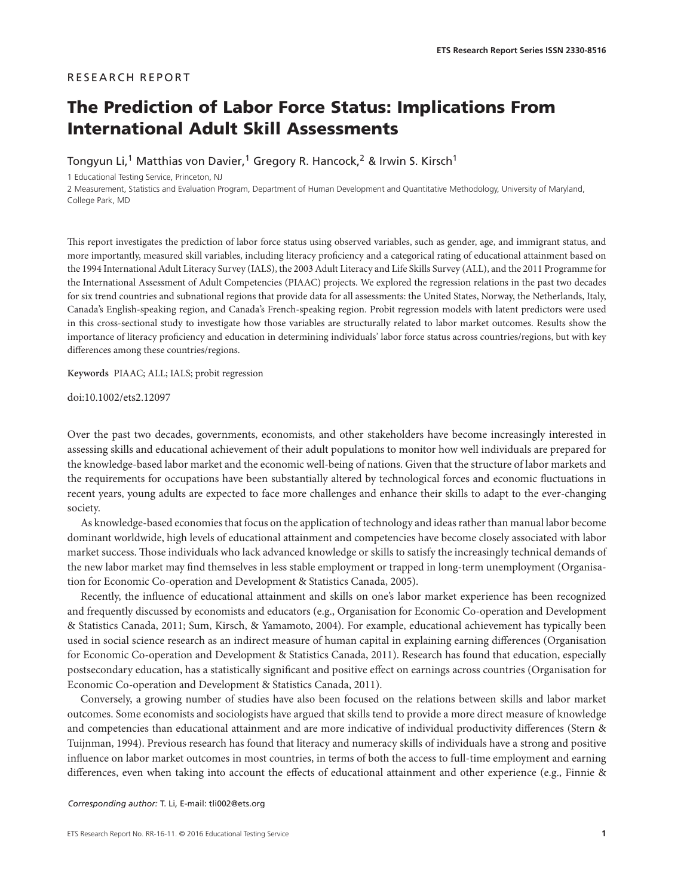RESEARCH REPORT

# The Prediction of Labor Force Status: Implications From International Adult Skill Assessments

Tongyun Li,[1] Matthias von Davier,[1] Gregory R. Hancock,[2] & Irwin S. Kirsch[1]

1 Educational Testing Service, Princeton, NJ

2 Measurement, Statistics and Evaluation Program, Department of Human Development and Quantitative Methodology, University of Maryland, College Park, MD

This report investigates the prediction of labor force status using observed variables, such as gender, age, and immigrant status, and more importantly, measured skill variables, including literacy proficiency and a categorical rating of educational attainment based on the 1994 International Adult Literacy Survey (IALS), the 2003 Adult Literacy and Life Skills Survey (ALL), and the 2011 Programme for the International Assessment of Adult Competencies (PIAAC) projects. We explored the regression relations in the past two decades for six trend countries and subnational regions that provide data for all assessments: the United States, Norway, the Netherlands, Italy, Canada's English-speaking region, and Canada's French-speaking region. Probit regression models with latent predictors were used in this cross-sectional study to investigate how those variables are structurally related to labor market outcomes. Results show the importance of literacy proficiency and education in determining individuals' labor force status across countries/regions, but with key differences among these countries/regions.

**Keywords** PIAAC; ALL; IALS; probit regression

doi:10.1002/ets2.12097

Over the past two decades, governments, economists, and other stakeholders have become increasingly interested in assessing skills and educational achievement of their adult populations to monitor how well individuals are prepared for the knowledge-based labor market and the economic well-being of nations. Given that the structure of labor markets and the requirements for occupations have been substantially altered by technological forces and economic fluctuations in recent years, young adults are expected to face more challenges and enhance their skills to adapt to the ever-changing society.

As knowledge-based economies that focus on the application of technology and ideas rather than manual labor become dominant worldwide, high levels of educational attainment and competencies have become closely associated with labor market success. Those individuals who lack advanced knowledge or skills to satisfy the increasingly technical demands of the new labor market may find themselves in less stable employment or trapped in long-term unemployment (Organisation for Economic Co-operation and Development & Statistics Canada, 2005).

Recently, the influence of educational attainment and skills on one's labor market experience has been recognized and frequently discussed by economists and educators (e.g., Organisation for Economic Co-operation and Development & Statistics Canada, 2011; Sum, Kirsch, & Yamamoto, 2004). For example, educational achievement has typically been used in social science research as an indirect measure of human capital in explaining earning differences (Organisation for Economic Co-operation and Development & Statistics Canada, 2011). Research has found that education, especially postsecondary education, has a statistically significant and positive effect on earnings across countries (Organisation for Economic Co-operation and Development & Statistics Canada, 2011).

Conversely, a growing number of studies have also been focused on the relations between skills and labor market outcomes. Some economists and sociologists have argued that skills tend to provide a more direct measure of knowledge and competencies than educational attainment and are more indicative of individual productivity differences (Stern & Tuijnman, 1994). Previous research has found that literacy and numeracy skills of individuals have a strong and positive influence on labor market outcomes in most countries, in terms of both the access to full-time employment and earning differences, even when taking into account the effects of educational attainment and other experience (e.g., Finnie &

*Corresponding author:* T. Li, E-mail: tli002@ets.org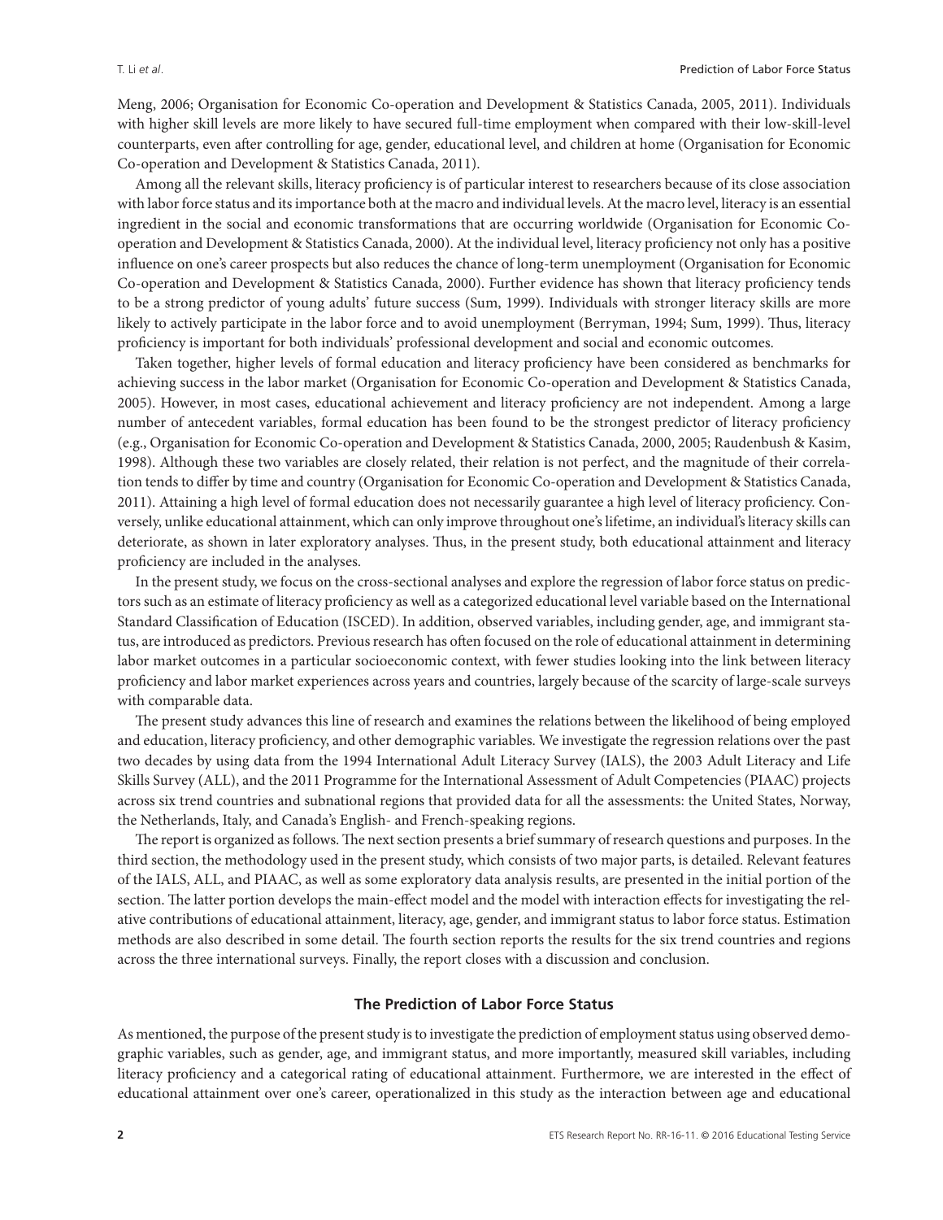Meng, 2006; Organisation for Economic Co-operation and Development & Statistics Canada, 2005, 2011). Individuals with higher skill levels are more likely to have secured full-time employment when compared with their low-skill-level counterparts, even after controlling for age, gender, educational level, and children at home (Organisation for Economic Co-operation and Development & Statistics Canada, 2011).

Among all the relevant skills, literacy proficiency is of particular interest to researchers because of its close association with labor force status and its importance both at the macro and individual levels. At the macro level, literacy is an essential ingredient in the social and economic transformations that are occurring worldwide (Organisation for Economic Co-operation and Development & Statistics Canada, 2000). At the individual level, literacy proficiency not only has a positive influence on one's career prospects but also reduces the chance of long-term unemployment (Organisation for Economic Co-operation and Development & Statistics Canada, 2000). Further evidence has shown that literacy proficiency tends to be a strong predictor of young adults' future success (Sum, 1999). Individuals with stronger literacy skills are more likely to actively participate in the labor force and to avoid unemployment (Berryman, 1994; Sum, 1999). Thus, literacy proficiency is important for both individuals' professional development and social and economic outcomes.

Taken together, higher levels of formal education and literacy proficiency have been considered as benchmarks for achieving success in the labor market (Organisation for Economic Co-operation and Development & Statistics Canada, 2005). However, in most cases, educational achievement and literacy proficiency are not independent. Among a large number of antecedent variables, formal education has been found to be the strongest predictor of literacy proficiency (e.g., Organisation for Economic Co-operation and Development & Statistics Canada, 2000, 2005; Raudenbush & Kasim, 1998). Although these two variables are closely related, their relation is not perfect, and the magnitude of their correlation tends to differ by time and country (Organisation for Economic Co-operation and Development & Statistics Canada, 2011). Attaining a high level of formal education does not necessarily guarantee a high level of literacy proficiency. Conversely, unlike educational attainment, which can only improve throughout one's lifetime, an individual's literacy skills can deteriorate, as shown in later exploratory analyses. Thus, in the present study, both educational attainment and literacy proficiency are included in the analyses.

In the present study, we focus on the cross-sectional analyses and explore the regression of labor force status on predictors such as an estimate of literacy proficiency as well as a categorized educational level variable based on the International Standard Classification of Education (ISCED). In addition, observed variables, including gender, age, and immigrant status, are introduced as predictors. Previous research has often focused on the role of educational attainment in determining labor market outcomes in a particular socioeconomic context, with fewer studies looking into the link between literacy proficiency and labor market experiences across years and countries, largely because of the scarcity of large-scale surveys with comparable data.

The present study advances this line of research and examines the relations between the likelihood of being employed and education, literacy proficiency, and other demographic variables. We investigate the regression relations over the past two decades by using data from the 1994 International Adult Literacy Survey (IALS), the 2003 Adult Literacy and Life Skills Survey (ALL), and the 2011 Programme for the International Assessment of Adult Competencies (PIAAC) projects across six trend countries and subnational regions that provided data for all the assessments: the United States, Norway, the Netherlands, Italy, and Canada's English- and French-speaking regions.

The report is organized as follows. The next section presents a brief summary of research questions and purposes. In the third section, the methodology used in the present study, which consists of two major parts, is detailed. Relevant features of the IALS, ALL, and PIAAC, as well as some exploratory data analysis results, are presented in the initial portion of the section. The latter portion develops the main-effect model and the model with interaction effects for investigating the relative contributions of educational attainment, literacy, age, gender, and immigrant status to labor force status. Estimation methods are also described in some detail. The fourth section reports the results for the six trend countries and regions across the three international surveys. Finally, the report closes with a discussion and conclusion.

## The Prediction of Labor Force Status

As mentioned, the purpose of the present study is to investigate the prediction of employment status using observed demographic variables, such as gender, age, and immigrant status, and more importantly, measured skill variables, including literacy proficiency and a categorical rating of educational attainment. Furthermore, we are interested in the effect of educational attainment over one's career, operationalized in this study as the interaction between age and educational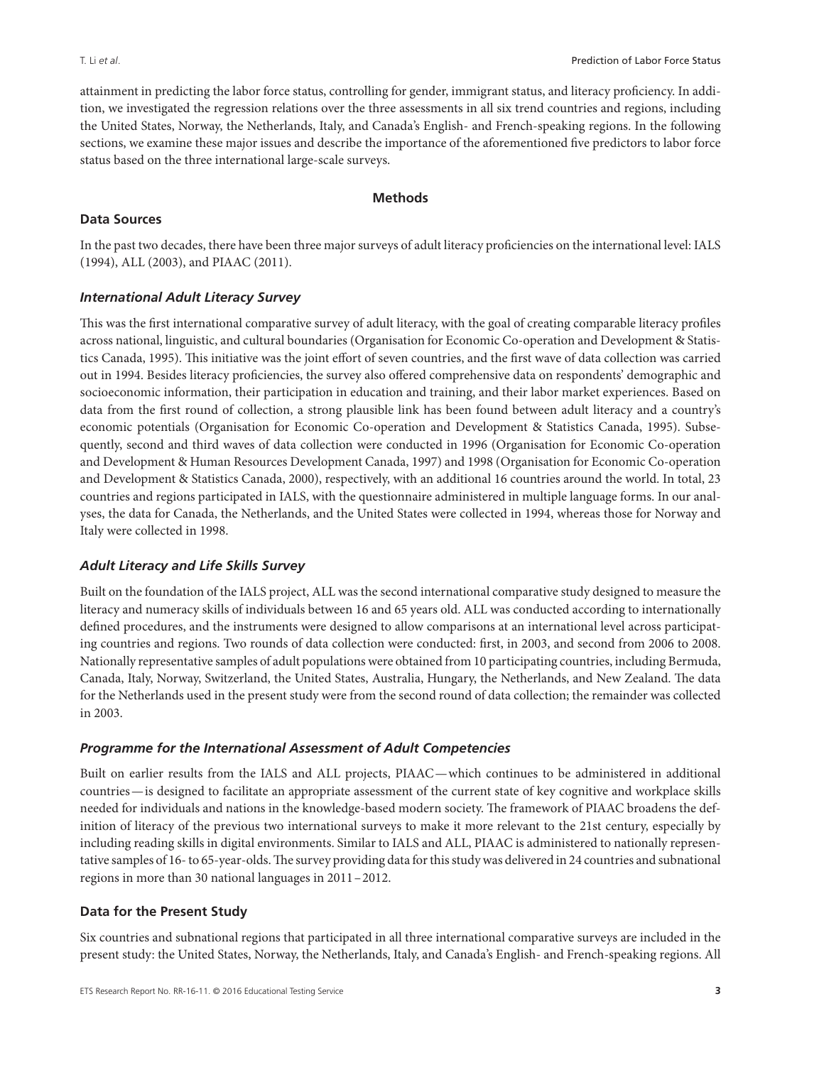attainment in predicting the labor force status, controlling for gender, immigrant status, and literacy proficiency. In addition, we investigated the regression relations over the three assessments in all six trend countries and regions, including the United States, Norway, the Netherlands, Italy, and Canada's English- and French-speaking regions. In the following sections, we examine these major issues and describe the importance of the aforementioned five predictors to labor force status based on the three international large-scale surveys.

## Methods

### Data Sources

In the past two decades, there have been three major surveys of adult literacy proficiencies on the international level: IALS (1994), ALL (2003), and PIAAC (2011).

#### *International Adult Literacy Survey*

This was the first international comparative survey of adult literacy, with the goal of creating comparable literacy profiles across national, linguistic, and cultural boundaries (Organisation for Economic Co-operation and Development & Statistics Canada, 1995). This initiative was the joint effort of seven countries, and the first wave of data collection was carried out in 1994. Besides literacy proficiencies, the survey also offered comprehensive data on respondents' demographic and socioeconomic information, their participation in education and training, and their labor market experiences. Based on data from the first round of collection, a strong plausible link has been found between adult literacy and a country's economic potentials (Organisation for Economic Co-operation and Development & Statistics Canada, 1995). Subsequently, second and third waves of data collection were conducted in 1996 (Organisation for Economic Co-operation and Development & Human Resources Development Canada, 1997) and 1998 (Organisation for Economic Co-operation and Development & Statistics Canada, 2000), respectively, with an additional 16 countries around the world. In total, 23 countries and regions participated in IALS, with the questionnaire administered in multiple language forms. In our analyses, the data for Canada, the Netherlands, and the United States were collected in 1994, whereas those for Norway and Italy were collected in 1998.

#### *Adult Literacy and Life Skills Survey*

Built on the foundation of the IALS project, ALL was the second international comparative study designed to measure the literacy and numeracy skills of individuals between 16 and 65 years old. ALL was conducted according to internationally defined procedures, and the instruments were designed to allow comparisons at an international level across participating countries and regions. Two rounds of data collection were conducted: first, in 2003, and second from 2006 to 2008. Nationally representative samples of adult populations were obtained from 10 participating countries, including Bermuda, Canada, Italy, Norway, Switzerland, the United States, Australia, Hungary, the Netherlands, and New Zealand. The data for the Netherlands used in the present study were from the second round of data collection; the remainder was collected in 2003.

#### *Programme for the International Assessment of Adult Competencies*

Built on earlier results from the IALS and ALL projects, PIAAC—which continues to be administered in additional countries—is designed to facilitate an appropriate assessment of the current state of key cognitive and workplace skills needed for individuals and nations in the knowledge-based modern society. The framework of PIAAC broadens the definition of literacy of the previous two international surveys to make it more relevant to the 21st century, especially by including reading skills in digital environments. Similar to IALS and ALL, PIAAC is administered to nationally representative samples of 16- to 65-year-olds. The survey providing data for this study was delivered in 24 countries and subnational regions in more than 30 national languages in 2011–2012.

### Data for the Present Study

Six countries and subnational regions that participated in all three international comparative surveys are included in the present study: the United States, Norway, the Netherlands, Italy, and Canada's English- and French-speaking regions. All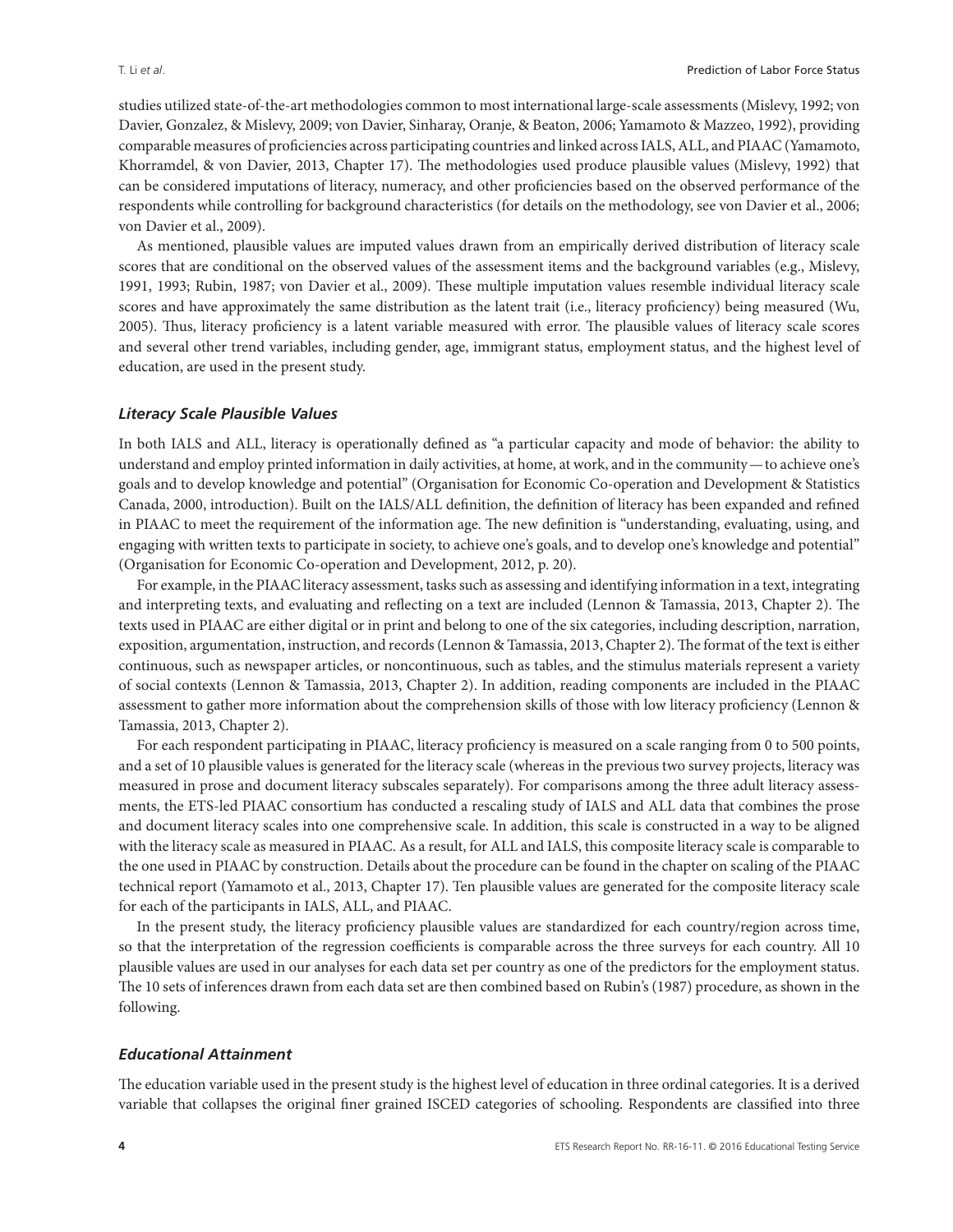studies utilized state-of-the-art methodologies common to most international large-scale assessments (Mislevy, 1992; von Davier, Gonzalez, & Mislevy, 2009; von Davier, Sinharay, Oranje, & Beaton, 2006; Yamamoto & Mazzeo, 1992), providing comparable measures of proficiencies across participating countries and linked across IALS, ALL, and PIAAC (Yamamoto, Khorramdel, & von Davier, 2013, Chapter 17). The methodologies used produce plausible values (Mislevy, 1992) that can be considered imputations of literacy, numeracy, and other proficiencies based on the observed performance of the respondents while controlling for background characteristics (for details on the methodology, see von Davier et al., 2006; von Davier et al., 2009).

As mentioned, plausible values are imputed values drawn from an empirically derived distribution of literacy scale scores that are conditional on the observed values of the assessment items and the background variables (e.g., Mislevy, 1991, 1993; Rubin, 1987; von Davier et al., 2009). These multiple imputation values resemble individual literacy scale scores and have approximately the same distribution as the latent trait (i.e., literacy proficiency) being measured (Wu, 2005). Thus, literacy proficiency is a latent variable measured with error. The plausible values of literacy scale scores and several other trend variables, including gender, age, immigrant status, employment status, and the highest level of education, are used in the present study.

### *Literacy Scale Plausible Values*

In both IALS and ALL, literacy is operationally defined as "a particular capacity and mode of behavior: the ability to understand and employ printed information in daily activities, at home, at work, and in the community—to achieve one's goals and to develop knowledge and potential" (Organisation for Economic Co-operation and Development & Statistics Canada, 2000, introduction). Built on the IALS/ALL definition, the definition of literacy has been expanded and refined in PIAAC to meet the requirement of the information age. The new definition is "understanding, evaluating, using, and engaging with written texts to participate in society, to achieve one's goals, and to develop one's knowledge and potential" (Organisation for Economic Co-operation and Development, 2012, p. 20).

For example, in the PIAAC literacy assessment, tasks such as assessing and identifying information in a text, integrating and interpreting texts, and evaluating and reflecting on a text are included (Lennon & Tamassia, 2013, Chapter 2). The texts used in PIAAC are either digital or in print and belong to one of the six categories, including description, narration, exposition, argumentation, instruction, and records (Lennon & Tamassia, 2013, Chapter 2). The format of the text is either continuous, such as newspaper articles, or noncontinuous, such as tables, and the stimulus materials represent a variety of social contexts (Lennon & Tamassia, 2013, Chapter 2). In addition, reading components are included in the PIAAC assessment to gather more information about the comprehension skills of those with low literacy proficiency (Lennon & Tamassia, 2013, Chapter 2).

For each respondent participating in PIAAC, literacy proficiency is measured on a scale ranging from 0 to 500 points, and a set of 10 plausible values is generated for the literacy scale (whereas in the previous two survey projects, literacy was measured in prose and document literacy subscales separately). For comparisons among the three adult literacy assessments, the ETS-led PIAAC consortium has conducted a rescaling study of IALS and ALL data that combines the prose and document literacy scales into one comprehensive scale. In addition, this scale is constructed in a way to be aligned with the literacy scale as measured in PIAAC. As a result, for ALL and IALS, this composite literacy scale is comparable to the one used in PIAAC by construction. Details about the procedure can be found in the chapter on scaling of the PIAAC technical report (Yamamoto et al., 2013, Chapter 17). Ten plausible values are generated for the composite literacy scale for each of the participants in IALS, ALL, and PIAAC.

In the present study, the literacy proficiency plausible values are standardized for each country/region across time, so that the interpretation of the regression coefficients is comparable across the three surveys for each country. All 10 plausible values are used in our analyses for each data set per country as one of the predictors for the employment status. The 10 sets of inferences drawn from each data set are then combined based on Rubin's (1987) procedure, as shown in the following.

### *Educational Attainment*

The education variable used in the present study is the highest level of education in three ordinal categories. It is a derived variable that collapses the original finer grained ISCED categories of schooling. Respondents are classified into three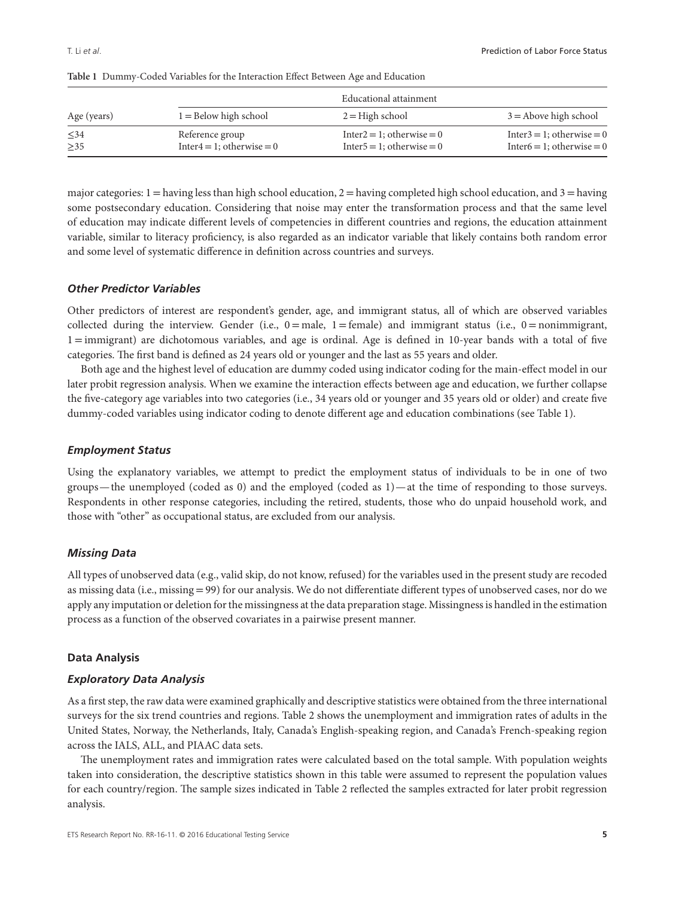**Table 1** Dummy-Coded Variables for the Interaction Effect Between Age and Education

| Age (years) | Educational attainment | | |
|---|---|---|---|
| | 1 = Below high school | 2 = High school | 3 = Above high school |
| ≤34 | Reference group | Inter2 = 1; otherwise = 0 | Inter3 = 1; otherwise = 0 |
| ≥35 | Inter4 = 1; otherwise = 0 | Inter5 = 1; otherwise = 0 | Inter6 = 1; otherwise = 0 |

major categories: 1 = having less than high school education, 2 = having completed high school education, and 3 = having some postsecondary education. Considering that noise may enter the transformation process and that the same level of education may indicate different levels of competencies in different countries and regions, the education attainment variable, similar to literacy proficiency, is also regarded as an indicator variable that likely contains both random error and some level of systematic difference in definition across countries and surveys.

### *Other Predictor Variables*

Other predictors of interest are respondent's gender, age, and immigrant status, all of which are observed variables collected during the interview. Gender (i.e., 0 = male, 1 = female) and immigrant status (i.e., 0 = nonimmigrant, 1 = immigrant) are dichotomous variables, and age is ordinal. Age is defined in 10-year bands with a total of five categories. The first band is defined as 24 years old or younger and the last as 55 years and older.

Both age and the highest level of education are dummy coded using indicator coding for the main-effect model in our later probit regression analysis. When we examine the interaction effects between age and education, we further collapse the five-category age variables into two categories (i.e., 34 years old or younger and 35 years old or older) and create five dummy-coded variables using indicator coding to denote different age and education combinations (see Table 1).

### *Employment Status*

Using the explanatory variables, we attempt to predict the employment status of individuals to be in one of two groups—the unemployed (coded as 0) and the employed (coded as 1)—at the time of responding to those surveys. Respondents in other response categories, including the retired, students, those who do unpaid household work, and those with "other" as occupational status, are excluded from our analysis.

### *Missing Data*

All types of unobserved data (e.g., valid skip, do not know, refused) for the variables used in the present study are recoded as missing data (i.e., missing = 99) for our analysis. We do not differentiate different types of unobserved cases, nor do we apply any imputation or deletion for the missingness at the data preparation stage. Missingness is handled in the estimation process as a function of the observed covariates in a pairwise present manner.

## Data Analysis

### *Exploratory Data Analysis*

As a first step, the raw data were examined graphically and descriptive statistics were obtained from the three international surveys for the six trend countries and regions. Table 2 shows the unemployment and immigration rates of adults in the United States, Norway, the Netherlands, Italy, Canada's English-speaking region, and Canada's French-speaking region across the IALS, ALL, and PIAAC data sets.

The unemployment rates and immigration rates were calculated based on the total sample. With population weights taken into consideration, the descriptive statistics shown in this table were assumed to represent the population values for each country/region. The sample sizes indicated in Table 2 reflected the samples extracted for later probit regression analysis.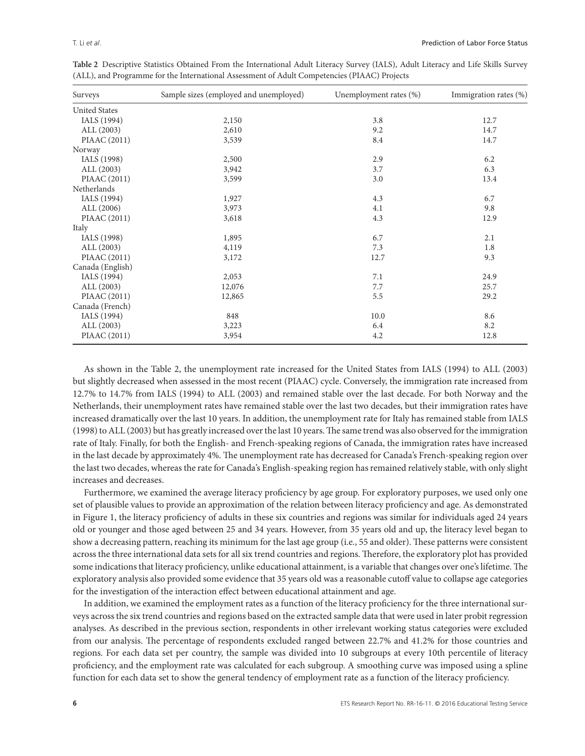**Table 2** Descriptive Statistics Obtained From the International Adult Literacy Survey (IALS), Adult Literacy and Life Skills Survey (ALL), and Programme for the International Assessment of Adult Competencies (PIAAC) Projects

| Surveys | Sample sizes (employed and unemployed) | Unemployment rates (%) | Immigration rates (%) |
|---|---|---|---|
| United States | | | |
| IALS (1994) | 2,150 | 3.8 | 12.7 |
| ALL (2003) | 2,610 | 9.2 | 14.7 |
| PIAAC (2011) | 3,539 | 8.4 | 14.7 |
| Norway | | | |
| IALS (1998) | 2,500 | 2.9 | 6.2 |
| ALL (2003) | 3,942 | 3.7 | 6.3 |
| PIAAC (2011) | 3,599 | 3.0 | 13.4 |
| Netherlands | | | |
| IALS (1994) | 1,927 | 4.3 | 6.7 |
| ALL (2006) | 3,973 | 4.1 | 9.8 |
| PIAAC (2011) | 3,618 | 4.3 | 12.9 |
| Italy | | | |
| IALS (1998) | 1,895 | 6.7 | 2.1 |
| ALL (2003) | 4,119 | 7.3 | 1.8 |
| PIAAC (2011) | 3,172 | 12.7 | 9.3 |
| Canada (English) | | | |
| IALS (1994) | 2,053 | 7.1 | 24.9 |
| ALL (2003) | 12,076 | 7.7 | 25.7 |
| PIAAC (2011) | 12,865 | 5.5 | 29.2 |
| Canada (French) | | | |
| IALS (1994) | 848 | 10.0 | 8.6 |
| ALL (2003) | 3,223 | 6.4 | 8.2 |
| PIAAC (2011) | 3,954 | 4.2 | 12.8 |

As shown in the Table 2, the unemployment rate increased for the United States from IALS (1994) to ALL (2003) but slightly decreased when assessed in the most recent (PIAAC) cycle. Conversely, the immigration rate increased from 12.7% to 14.7% from IALS (1994) to ALL (2003) and remained stable over the last decade. For both Norway and the Netherlands, their unemployment rates have remained stable over the last two decades, but their immigration rates have increased dramatically over the last 10 years. In addition, the unemployment rate for Italy has remained stable from IALS (1998) to ALL (2003) but has greatly increased over the last 10 years. The same trend was also observed for the immigration rate of Italy. Finally, for both the English- and French-speaking regions of Canada, the immigration rates have increased in the last decade by approximately 4%. The unemployment rate has decreased for Canada's French-speaking region over the last two decades, whereas the rate for Canada's English-speaking region has remained relatively stable, with only slight increases and decreases.

Furthermore, we examined the average literacy proficiency by age group. For exploratory purposes, we used only one set of plausible values to provide an approximation of the relation between literacy proficiency and age. As demonstrated in Figure 1, the literacy proficiency of adults in these six countries and regions was similar for individuals aged 24 years old or younger and those aged between 25 and 34 years. However, from 35 years old and up, the literacy level began to show a decreasing pattern, reaching its minimum for the last age group (i.e., 55 and older). These patterns were consistent across the three international data sets for all six trend countries and regions. Therefore, the exploratory plot has provided some indications that literacy proficiency, unlike educational attainment, is a variable that changes over one's lifetime. The exploratory analysis also provided some evidence that 35 years old was a reasonable cutoff value to collapse age categories for the investigation of the interaction effect between educational attainment and age.

In addition, we examined the employment rates as a function of the literacy proficiency for the three international surveys across the six trend countries and regions based on the extracted sample data that were used in later probit regression analyses. As described in the previous section, respondents in other irrelevant working status categories were excluded from our analysis. The percentage of respondents excluded ranged between 22.7% and 41.2% for those countries and regions. For each data set per country, the sample was divided into 10 subgroups at every 10th percentile of literacy proficiency, and the employment rate was calculated for each subgroup. A smoothing curve was imposed using a spline function for each data set to show the general tendency of employment rate as a function of the literacy proficiency.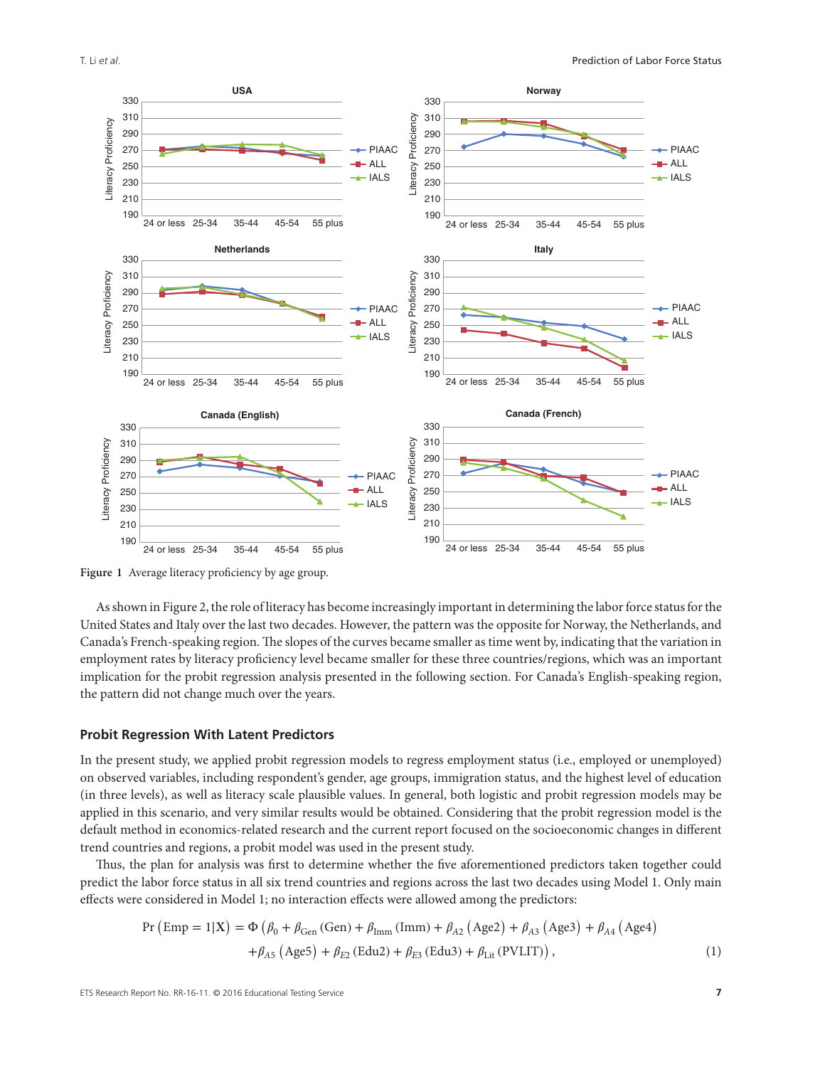Figure 1 Average literacy proficiency by age group.

As shown in Figure 2, the role of literacy has become increasingly important in determining the labor force status for the United States and Italy over the last two decades. However, the pattern was the opposite for Norway, the Netherlands, and Canada's French-speaking region. The slopes of the curves became smaller as time went by, indicating that the variation in employment rates by literacy proficiency level became smaller for these three countries/regions, which was an important implication for the probit regression analysis presented in the following section. For Canada's English-speaking region, the pattern did not change much over the years.

### Probit Regression With Latent Predictors

In the present study, we applied probit regression models to regress employment status (i.e., employed or unemployed) on observed variables, including respondent's gender, age groups, immigration status, and the highest level of education (in three levels), as well as literacy scale plausible values. In general, both logistic and probit regression models may be applied in this scenario, and very similar results would be obtained. Considering that the probit regression model is the default method in economics-related research and the current report focused on the socioeconomic changes in different trend countries and regions, a probit model was used in the present study.

Thus, the plan for analysis was first to determine whether the five aforementioned predictors taken together could predict the labor force status in all six trend countries and regions across the last two decades using Model 1. Only main effects were considered in Model 1; no interaction effects were allowed among the predictors:

$$
\begin{aligned}
\Pr\left(\text{Emp} = 1|\mathbf{X}\right) = \Phi\,&\left(\beta_0 + \beta_{\text{Gen}}\left(\text{Gen}\right) + \beta_{\text{Imm}}\left(\text{Imm}\right) + \beta_{A2}\left(\text{Age2}\right) + \beta_{A3}\left(\text{Age3}\right) + \beta_{A4}\left(\text{Age4}\right)\right.\\
&\left.+\beta_{A5}\left(\text{Age5}\right) + \beta_{E2}\left(\text{Edu2}\right) + \beta_{E3}\left(\text{Edu3}\right) + \beta_{\text{Lit}}\left(\text{PVLIT}\right)\right),
\end{aligned}
\tag{1}
$$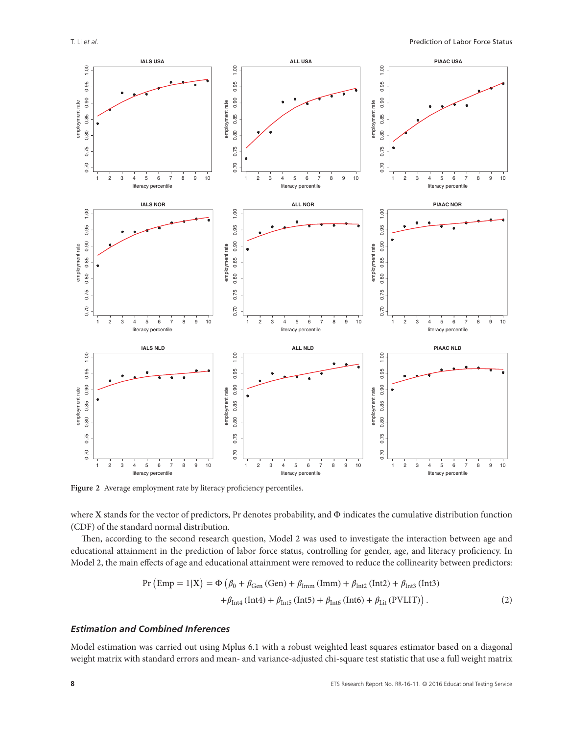Figure 2 Average employment rate by literacy proficiency percentiles.

where X stands for the vector of predictors, Pr denotes probability, and $\Phi$ indicates the cumulative distribution function (CDF) of the standard normal distribution.

Then, according to the second research question, Model 2 was used to investigate the interaction between age and educational attainment in the prediction of labor force status, controlling for gender, age, and literacy proficiency. In Model 2, the main effects of age and educational attainment were removed to reduce the collinearity between predictors:

$$\Pr\left(\text{Emp} = 1|\text{X}\right) = \Phi\left(\beta_0 + \beta_{\text{Gen}}\left(\text{Gen}\right) + \beta_{\text{Imm}}\left(\text{Imm}\right) + \beta_{\text{Int2}}\left(\text{Int2}\right) + \beta_{\text{Int3}}\left(\text{Int3}\right) + \beta_{\text{Int4}}\left(\text{Int4}\right) + \beta_{\text{Int5}}\left(\text{Int5}\right) + \beta_{\text{Int6}}\left(\text{Int6}\right) + \beta_{\text{Lit}}\left(\text{PVLIT}\right)\right). \quad (2)$$

### *Estimation and Combined Inferences*

Model estimation was carried out using Mplus 6.1 with a robust weighted least squares estimator based on a diagonal weight matrix with standard errors and mean- and variance-adjusted chi-square test statistic that use a full weight matrix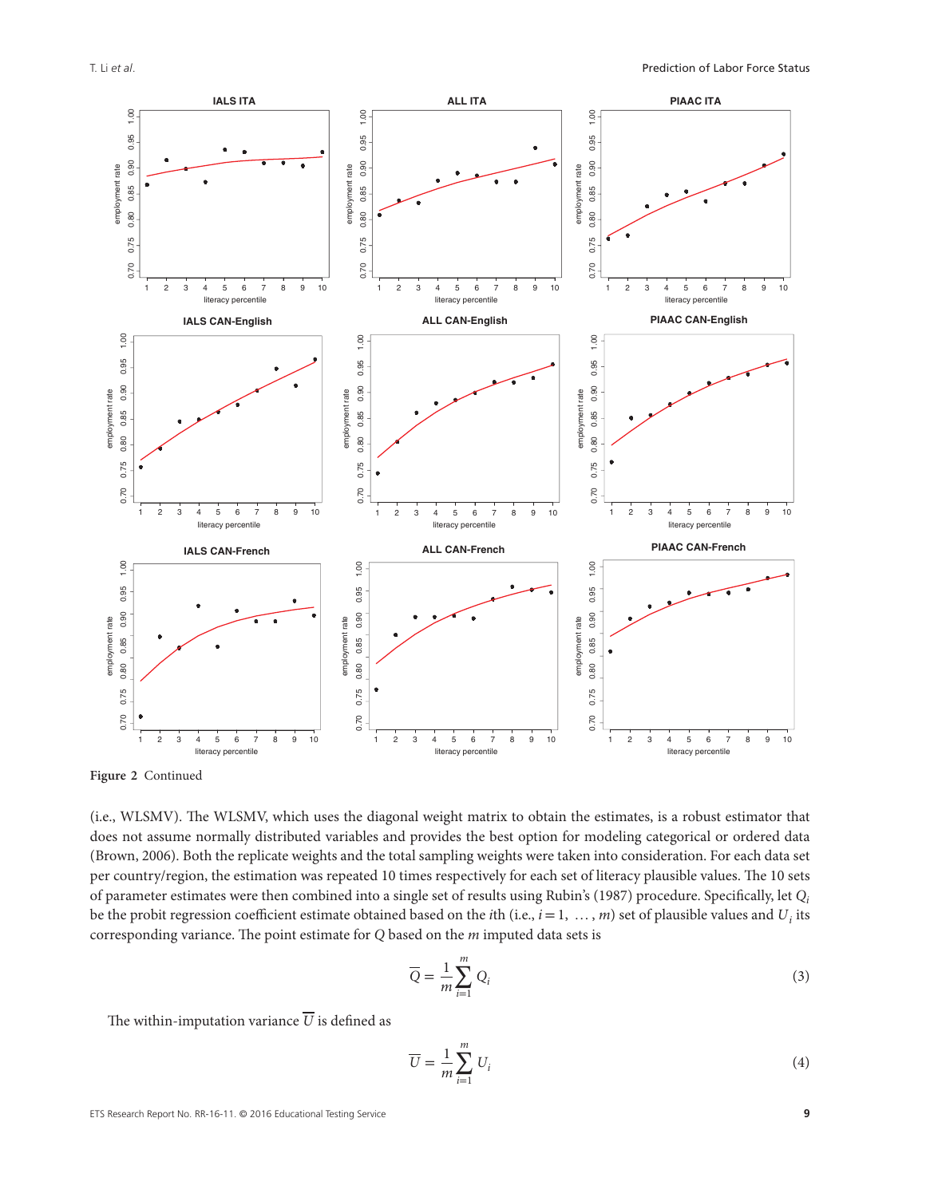Figure 2 Continued

(i.e., WLSMV). The WLSMV, which uses the diagonal weight matrix to obtain the estimates, is a robust estimator that does not assume normally distributed variables and provides the best option for modeling categorical or ordered data (Brown, 2006). Both the replicate weights and the total sampling weights were taken into consideration. For each data set per country/region, the estimation was repeated 10 times respectively for each set of literacy plausible values. The 10 sets of parameter estimates were then combined into a single set of results using Rubin's (1987) procedure. Specifically, let $Q_i$ be the probit regression coefficient estimate obtained based on the $i$th (i.e., $i = 1, \ldots, m$) set of plausible values and $U_i$ its corresponding variance. The point estimate for $Q$ based on the $m$ imputed data sets is

$$\overline{Q} = \frac{1}{m}\sum_{i=1}^{m} Q_i \tag{3}$$

The within-imputation variance $\overline{U}$ is defined as

$$\overline{U} = \frac{1}{m}\sum_{i=1}^{m} U_i \tag{4}$$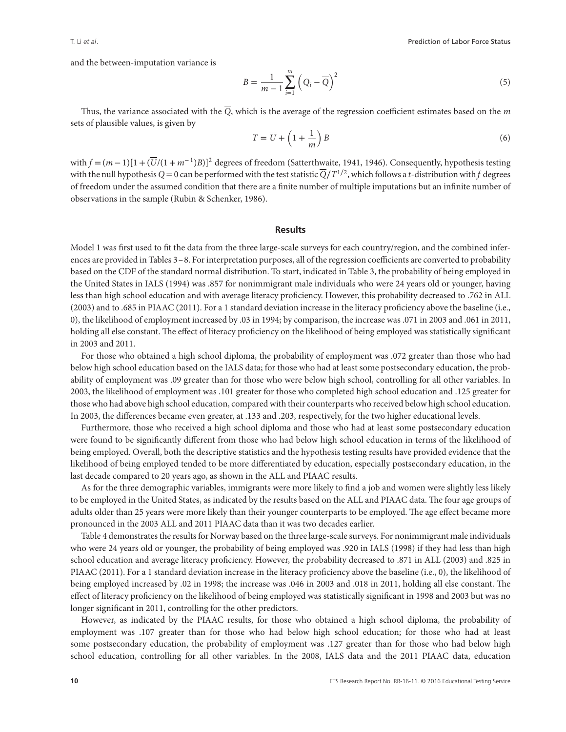and the between-imputation variance is

$$B = \frac{1}{m-1}\sum_{i=1}^{m}\left(Q_i - \overline{Q}\right)^2 \tag{5}$$

Thus, the variance associated with the $\overline{Q}$, which is the average of the regression coefficient estimates based on the $m$ sets of plausible values, is given by

$$T = \overline{U} + \left(1 + \frac{1}{m}\right)B \tag{6}$$

with $f = (m-1)[1 + (\overline{U}/(1 + m^{-1})B)]^2$ degrees of freedom (Satterthwaite, 1941, 1946). Consequently, hypothesis testing with the null hypothesis $Q = 0$ can be performed with the test statistic $\overline{Q}/T^{1/2}$, which follows a $t$-distribution with $f$ degrees of freedom under the assumed condition that there are a finite number of multiple imputations but an infinite number of observations in the sample (Rubin & Schenker, 1986).

## Results

Model 1 was first used to fit the data from the three large-scale surveys for each country/region, and the combined inferences are provided in Tables 3–8. For interpretation purposes, all of the regression coefficients are converted to probability based on the CDF of the standard normal distribution. To start, indicated in Table 3, the probability of being employed in the United States in IALS (1994) was .857 for nonimmigrant male individuals who were 24 years old or younger, having less than high school education and with average literacy proficiency. However, this probability decreased to .762 in ALL (2003) and to .685 in PIAAC (2011). For a 1 standard deviation increase in the literacy proficiency above the baseline (i.e., 0), the likelihood of employment increased by .03 in 1994; by comparison, the increase was .071 in 2003 and .061 in 2011, holding all else constant. The effect of literacy proficiency on the likelihood of being employed was statistically significant in 2003 and 2011.

For those who obtained a high school diploma, the probability of employment was .072 greater than those who had below high school education based on the IALS data; for those who had at least some postsecondary education, the probability of employment was .09 greater than for those who were below high school, controlling for all other variables. In 2003, the likelihood of employment was .101 greater for those who completed high school education and .125 greater for those who had above high school education, compared with their counterparts who received below high school education. In 2003, the differences became even greater, at .133 and .203, respectively, for the two higher educational levels.

Furthermore, those who received a high school diploma and those who had at least some postsecondary education were found to be significantly different from those who had below high school education in terms of the likelihood of being employed. Overall, both the descriptive statistics and the hypothesis testing results have provided evidence that the likelihood of being employed tended to be more differentiated by education, especially postsecondary education, in the last decade compared to 20 years ago, as shown in the ALL and PIAAC results.

As for the three demographic variables, immigrants were more likely to find a job and women were slightly less likely to be employed in the United States, as indicated by the results based on the ALL and PIAAC data. The four age groups of adults older than 25 years were more likely than their younger counterparts to be employed. The age effect became more pronounced in the 2003 ALL and 2011 PIAAC data than it was two decades earlier.

Table 4 demonstrates the results for Norway based on the three large-scale surveys. For nonimmigrant male individuals who were 24 years old or younger, the probability of being employed was .920 in IALS (1998) if they had less than high school education and average literacy proficiency. However, the probability decreased to .871 in ALL (2003) and .825 in PIAAC (2011). For a 1 standard deviation increase in the literacy proficiency above the baseline (i.e., 0), the likelihood of being employed increased by .02 in 1998; the increase was .046 in 2003 and .018 in 2011, holding all else constant. The effect of literacy proficiency on the likelihood of being employed was statistically significant in 1998 and 2003 but was no longer significant in 2011, controlling for the other predictors.

However, as indicated by the PIAAC results, for those who obtained a high school diploma, the probability of employment was .107 greater than for those who had below high school education; for those who had at least some postsecondary education, the probability of employment was .127 greater than for those who had below high school education, controlling for all other variables. In the 2008, IALS data and the 2011 PIAAC data, education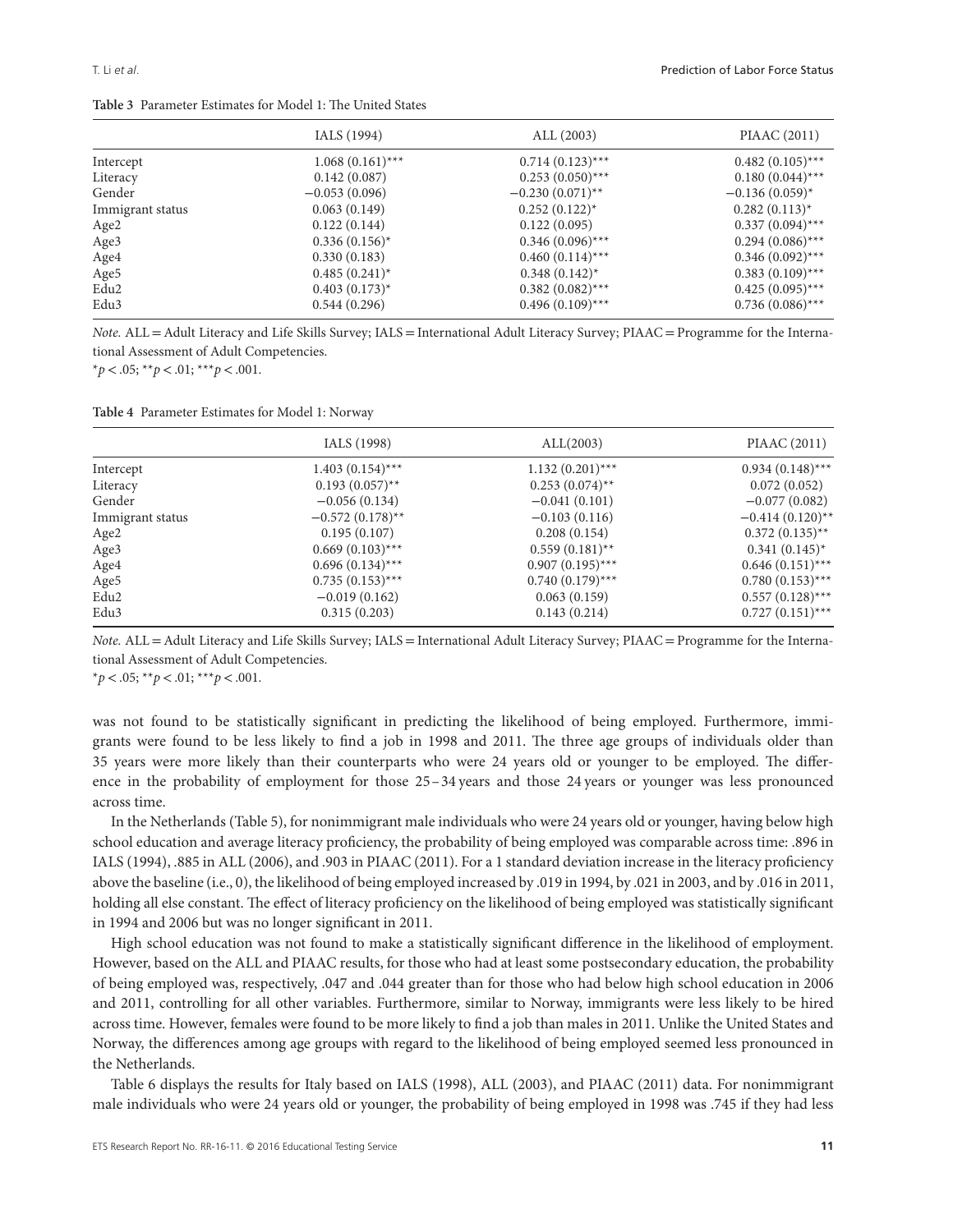**Table 3** Parameter Estimates for Model 1: The United States

| | IALS (1994) | ALL (2003) | PIAAC (2011) |
|---|---|---|---|
| Intercept | 1.068 (0.161)*** | 0.714 (0.123)*** | 0.482 (0.105)*** |
| Literacy | 0.142 (0.087) | 0.253 (0.050)*** | 0.180 (0.044)*** |
| Gender | −0.053 (0.096) | −0.230 (0.071)** | −0.136 (0.059)* |
| Immigrant status | 0.063 (0.149) | 0.252 (0.122)* | 0.282 (0.113)* |
| Age2 | 0.122 (0.144) | 0.122 (0.095) | 0.337 (0.094)*** |
| Age3 | 0.336 (0.156)* | 0.346 (0.096)*** | 0.294 (0.086)*** |
| Age4 | 0.330 (0.183) | 0.460 (0.114)*** | 0.346 (0.092)*** |
| Age5 | 0.485 (0.241)* | 0.348 (0.142)* | 0.383 (0.109)*** |
| Edu2 | 0.403 (0.173)* | 0.382 (0.082)*** | 0.425 (0.095)*** |
| Edu3 | 0.544 (0.296) | 0.496 (0.109)*** | 0.736 (0.086)*** |

*Note.* ALL = Adult Literacy and Life Skills Survey; IALS = International Adult Literacy Survey; PIAAC = Programme for the International Assessment of Adult Competencies.
*$p < .05$; **$p < .01$; ***$p < .001$.

**Table 4** Parameter Estimates for Model 1: Norway

| | IALS (1998) | ALL(2003) | PIAAC (2011) |
|---|---|---|---|
| Intercept | 1.403 (0.154)*** | 1.132 (0.201)*** | 0.934 (0.148)*** |
| Literacy | 0.193 (0.057)** | 0.253 (0.074)** | 0.072 (0.052) |
| Gender | −0.056 (0.134) | −0.041 (0.101) | −0.077 (0.082) |
| Immigrant status | −0.572 (0.178)** | −0.103 (0.116) | −0.414 (0.120)** |
| Age2 | 0.195 (0.107) | 0.208 (0.154) | 0.372 (0.135)** |
| Age3 | 0.669 (0.103)*** | 0.559 (0.181)** | 0.341 (0.145)* |
| Age4 | 0.696 (0.134)*** | 0.907 (0.195)*** | 0.646 (0.151)*** |
| Age5 | 0.735 (0.153)*** | 0.740 (0.179)*** | 0.780 (0.153)*** |
| Edu2 | −0.019 (0.162) | 0.063 (0.159) | 0.557 (0.128)*** |
| Edu3 | 0.315 (0.203) | 0.143 (0.214) | 0.727 (0.151)*** |

*Note.* ALL = Adult Literacy and Life Skills Survey; IALS = International Adult Literacy Survey; PIAAC = Programme for the International Assessment of Adult Competencies.
*$p < .05$; **$p < .01$; ***$p < .001$.

was not found to be statistically significant in predicting the likelihood of being employed. Furthermore, immigrants were found to be less likely to find a job in 1998 and 2011. The three age groups of individuals older than 35 years were more likely than their counterparts who were 24 years old or younger to be employed. The difference in the probability of employment for those 25–34 years and those 24 years or younger was less pronounced across time.

In the Netherlands (Table 5), for nonimmigrant male individuals who were 24 years old or younger, having below high school education and average literacy proficiency, the probability of being employed was comparable across time: .896 in IALS (1994), .885 in ALL (2006), and .903 in PIAAC (2011). For a 1 standard deviation increase in the literacy proficiency above the baseline (i.e., 0), the likelihood of being employed increased by .019 in 1994, by .021 in 2003, and by .016 in 2011, holding all else constant. The effect of literacy proficiency on the likelihood of being employed was statistically significant in 1994 and 2006 but was no longer significant in 2011.

High school education was not found to make a statistically significant difference in the likelihood of employment. However, based on the ALL and PIAAC results, for those who had at least some postsecondary education, the probability of being employed was, respectively, .047 and .044 greater than for those who had below high school education in 2006 and 2011, controlling for all other variables. Furthermore, similar to Norway, immigrants were less likely to be hired across time. However, females were found to be more likely to find a job than males in 2011. Unlike the United States and Norway, the differences among age groups with regard to the likelihood of being employed seemed less pronounced in the Netherlands.

Table 6 displays the results for Italy based on IALS (1998), ALL (2003), and PIAAC (2011) data. For nonimmigrant male individuals who were 24 years old or younger, the probability of being employed in 1998 was .745 if they had less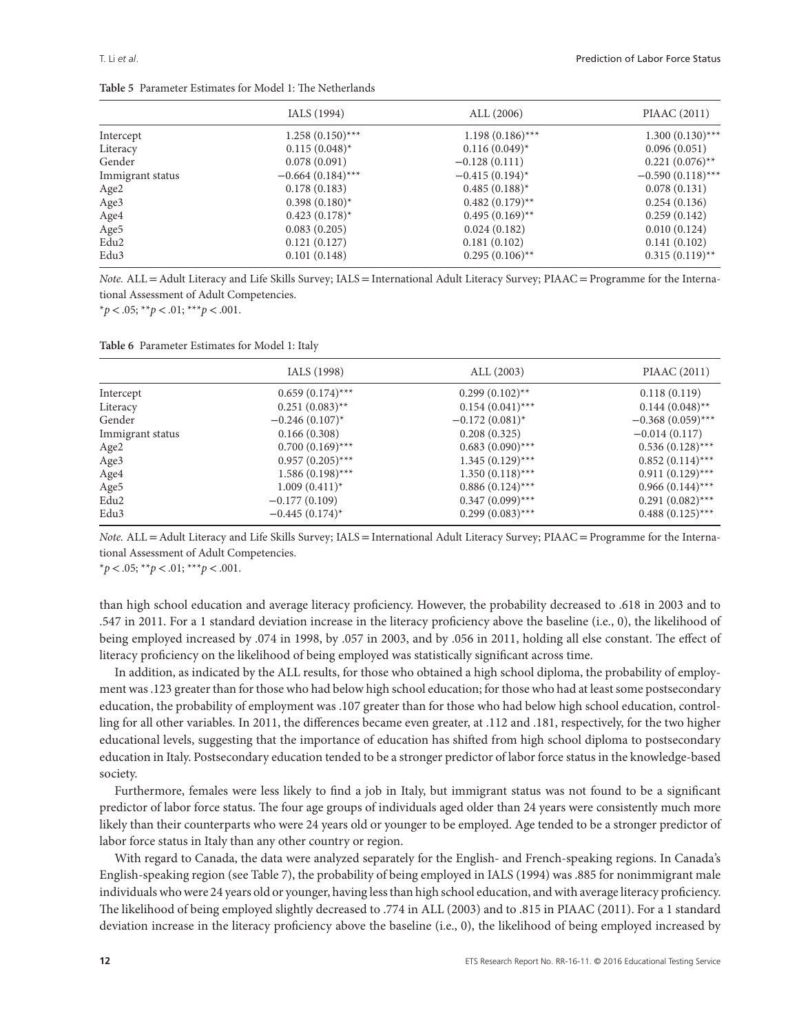**Table 5** Parameter Estimates for Model 1: The Netherlands

| | IALS (1994) | ALL (2006) | PIAAC (2011) |
|---|---|---|---|
| Intercept | 1.258 (0.150)*** | 1.198 (0.186)*** | 1.300 (0.130)*** |
| Literacy | 0.115 (0.048)* | 0.116 (0.049)* | 0.096 (0.051) |
| Gender | 0.078 (0.091) | −0.128 (0.111) | 0.221 (0.076)** |
| Immigrant status | −0.664 (0.184)*** | −0.415 (0.194)* | −0.590 (0.118)*** |
| Age2 | 0.178 (0.183) | 0.485 (0.188)* | 0.078 (0.131) |
| Age3 | 0.398 (0.180)* | 0.482 (0.179)** | 0.254 (0.136) |
| Age4 | 0.423 (0.178)* | 0.495 (0.169)** | 0.259 (0.142) |
| Age5 | 0.083 (0.205) | 0.024 (0.182) | 0.010 (0.124) |
| Edu2 | 0.121 (0.127) | 0.181 (0.102) | 0.141 (0.102) |
| Edu3 | 0.101 (0.148) | 0.295 (0.106)** | 0.315 (0.119)** |

*Note.* ALL = Adult Literacy and Life Skills Survey; IALS = International Adult Literacy Survey; PIAAC = Programme for the International Assessment of Adult Competencies.
* $p < .05$; ** $p < .01$; *** $p < .001$.

**Table 6** Parameter Estimates for Model 1: Italy

| | IALS (1998) | ALL (2003) | PIAAC (2011) |
|---|---|---|---|
| Intercept | 0.659 (0.174)*** | 0.299 (0.102)** | 0.118 (0.119) |
| Literacy | 0.251 (0.083)** | 0.154 (0.041)*** | 0.144 (0.048)** |
| Gender | −0.246 (0.107)* | −0.172 (0.081)* | −0.368 (0.059)*** |
| Immigrant status | 0.166 (0.308) | 0.208 (0.325) | −0.014 (0.117) |
| Age2 | 0.700 (0.169)*** | 0.683 (0.090)*** | 0.536 (0.128)*** |
| Age3 | 0.957 (0.205)*** | 1.345 (0.129)*** | 0.852 (0.114)*** |
| Age4 | 1.586 (0.198)*** | 1.350 (0.118)*** | 0.911 (0.129)*** |
| Age5 | 1.009 (0.411)* | 0.886 (0.124)*** | 0.966 (0.144)*** |
| Edu2 | −0.177 (0.109) | 0.347 (0.099)*** | 0.291 (0.082)*** |
| Edu3 | −0.445 (0.174)* | 0.299 (0.083)*** | 0.488 (0.125)*** |

*Note.* ALL = Adult Literacy and Life Skills Survey; IALS = International Adult Literacy Survey; PIAAC = Programme for the International Assessment of Adult Competencies.
* $p < .05$; ** $p < .01$; *** $p < .001$.

than high school education and average literacy proficiency. However, the probability decreased to .618 in 2003 and to .547 in 2011. For a 1 standard deviation increase in the literacy proficiency above the baseline (i.e., 0), the likelihood of being employed increased by .074 in 1998, by .057 in 2003, and by .056 in 2011, holding all else constant. The effect of literacy proficiency on the likelihood of being employed was statistically significant across time.

In addition, as indicated by the ALL results, for those who obtained a high school diploma, the probability of employment was .123 greater than for those who had below high school education; for those who had at least some postsecondary education, the probability of employment was .107 greater than for those who had below high school education, controlling for all other variables. In 2011, the differences became even greater, at .112 and .181, respectively, for the two higher educational levels, suggesting that the importance of education has shifted from high school diploma to postsecondary education in Italy. Postsecondary education tended to be a stronger predictor of labor force status in the knowledge-based society.

Furthermore, females were less likely to find a job in Italy, but immigrant status was not found to be a significant predictor of labor force status. The four age groups of individuals aged older than 24 years were consistently much more likely than their counterparts who were 24 years old or younger to be employed. Age tended to be a stronger predictor of labor force status in Italy than any other country or region.

With regard to Canada, the data were analyzed separately for the English- and French-speaking regions. In Canada's English-speaking region (see Table 7), the probability of being employed in IALS (1994) was .885 for nonimmigrant male individuals who were 24 years old or younger, having less than high school education, and with average literacy proficiency. The likelihood of being employed slightly decreased to .774 in ALL (2003) and to .815 in PIAAC (2011). For a 1 standard deviation increase in the literacy proficiency above the baseline (i.e., 0), the likelihood of being employed increased by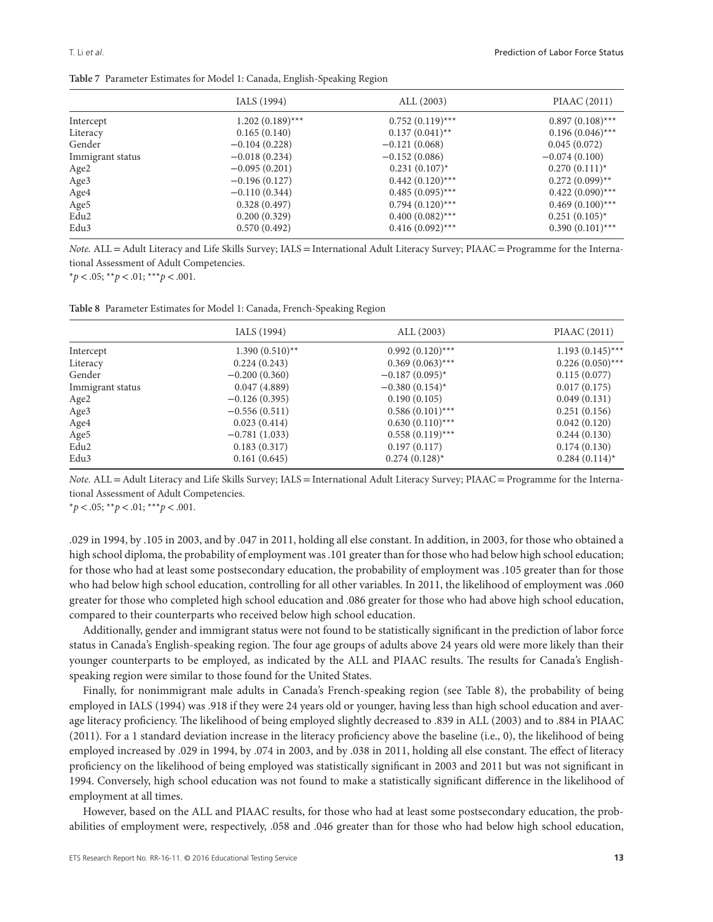**Table 7** Parameter Estimates for Model 1: Canada, English-Speaking Region

| | IALS (1994) | ALL (2003) | PIAAC (2011) |
|---|---|---|---|
| Intercept | 1.202 (0.189)*** | 0.752 (0.119)*** | 0.897 (0.108)*** |
| Literacy | 0.165 (0.140) | 0.137 (0.041)** | 0.196 (0.046)*** |
| Gender | −0.104 (0.228) | −0.121 (0.068) | 0.045 (0.072) |
| Immigrant status | −0.018 (0.234) | −0.152 (0.086) | −0.074 (0.100) |
| Age2 | −0.095 (0.201) | 0.231 (0.107)* | 0.270 (0.111)* |
| Age3 | −0.196 (0.127) | 0.442 (0.120)*** | 0.272 (0.099)** |
| Age4 | −0.110 (0.344) | 0.485 (0.095)*** | 0.422 (0.090)*** |
| Age5 | 0.328 (0.497) | 0.794 (0.120)*** | 0.469 (0.100)*** |
| Edu2 | 0.200 (0.329) | 0.400 (0.082)*** | 0.251 (0.105)* |
| Edu3 | 0.570 (0.492) | 0.416 (0.092)*** | 0.390 (0.101)*** |

*Note.* ALL = Adult Literacy and Life Skills Survey; IALS = International Adult Literacy Survey; PIAAC = Programme for the International Assessment of Adult Competencies.
$^{*}p < .05$; $^{**}p < .01$; $^{***}p < .001$.

**Table 8** Parameter Estimates for Model 1: Canada, French-Speaking Region

| | IALS (1994) | ALL (2003) | PIAAC (2011) |
|---|---|---|---|
| Intercept | 1.390 (0.510)** | 0.992 (0.120)*** | 1.193 (0.145)*** |
| Literacy | 0.224 (0.243) | 0.369 (0.063)*** | 0.226 (0.050)*** |
| Gender | −0.200 (0.360) | −0.187 (0.095)* | 0.115 (0.077) |
| Immigrant status | 0.047 (4.889) | −0.380 (0.154)* | 0.017 (0.175) |
| Age2 | −0.126 (0.395) | 0.190 (0.105) | 0.049 (0.131) |
| Age3 | −0.556 (0.511) | 0.586 (0.101)*** | 0.251 (0.156) |
| Age4 | 0.023 (0.414) | 0.630 (0.110)*** | 0.042 (0.120) |
| Age5 | −0.781 (1.033) | 0.558 (0.119)*** | 0.244 (0.130) |
| Edu2 | 0.183 (0.317) | 0.197 (0.117) | 0.174 (0.130) |
| Edu3 | 0.161 (0.645) | 0.274 (0.128)* | 0.284 (0.114)* |

*Note.* ALL = Adult Literacy and Life Skills Survey; IALS = International Adult Literacy Survey; PIAAC = Programme for the International Assessment of Adult Competencies.
$^{*}p < .05$; $^{**}p < .01$; $^{***}p < .001$.

.029 in 1994, by .105 in 2003, and by .047 in 2011, holding all else constant. In addition, in 2003, for those who obtained a high school diploma, the probability of employment was .101 greater than for those who had below high school education; for those who had at least some postsecondary education, the probability of employment was .105 greater than for those who had below high school education, controlling for all other variables. In 2011, the likelihood of employment was .060 greater for those who completed high school education and .086 greater for those who had above high school education, compared to their counterparts who received below high school education.

Additionally, gender and immigrant status were not found to be statistically significant in the prediction of labor force status in Canada's English-speaking region. The four age groups of adults above 24 years old were more likely than their younger counterparts to be employed, as indicated by the ALL and PIAAC results. The results for Canada's English-speaking region were similar to those found for the United States.

Finally, for nonimmigrant male adults in Canada's French-speaking region (see Table 8), the probability of being employed in IALS (1994) was .918 if they were 24 years old or younger, having less than high school education and average literacy proficiency. The likelihood of being employed slightly decreased to .839 in ALL (2003) and to .884 in PIAAC (2011). For a 1 standard deviation increase in the literacy proficiency above the baseline (i.e., 0), the likelihood of being employed increased by .029 in 1994, by .074 in 2003, and by .038 in 2011, holding all else constant. The effect of literacy proficiency on the likelihood of being employed was statistically significant in 2003 and 2011 but was not significant in 1994. Conversely, high school education was not found to make a statistically significant difference in the likelihood of employment at all times.

However, based on the ALL and PIAAC results, for those who had at least some postsecondary education, the probabilities of employment were, respectively, .058 and .046 greater than for those who had below high school education,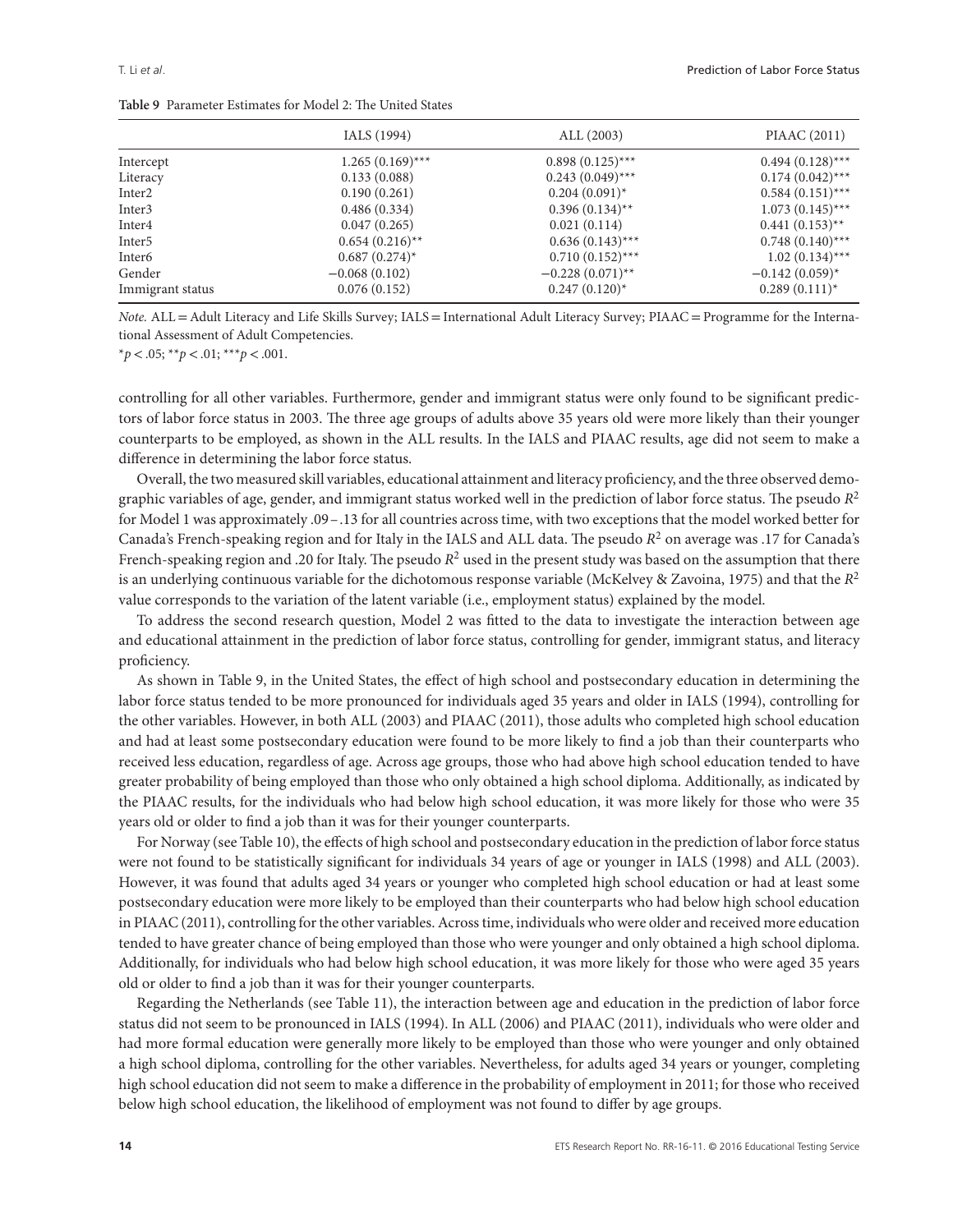**Table 9** Parameter Estimates for Model 2: The United States

| | IALS (1994) | ALL (2003) | PIAAC (2011) |
|---|---|---|---|
| Intercept | 1.265 (0.169)*** | 0.898 (0.125)*** | 0.494 (0.128)*** |
| Literacy | 0.133 (0.088) | 0.243 (0.049)*** | 0.174 (0.042)*** |
| Inter2 | 0.190 (0.261) | 0.204 (0.091)* | 0.584 (0.151)*** |
| Inter3 | 0.486 (0.334) | 0.396 (0.134)** | 1.073 (0.145)*** |
| Inter4 | 0.047 (0.265) | 0.021 (0.114) | 0.441 (0.153)** |
| Inter5 | 0.654 (0.216)** | 0.636 (0.143)*** | 0.748 (0.140)*** |
| Inter6 | 0.687 (0.274)* | 0.710 (0.152)*** | 1.02 (0.134)*** |
| Gender | −0.068 (0.102) | −0.228 (0.071)** | −0.142 (0.059)* |
| Immigrant status | 0.076 (0.152) | 0.247 (0.120)* | 0.289 (0.111)* |

*Note.* ALL = Adult Literacy and Life Skills Survey; IALS = International Adult Literacy Survey; PIAAC = Programme for the International Assessment of Adult Competencies.

$^{*}p < .05$; $^{**}p < .01$; $^{***}p < .001$.

controlling for all other variables. Furthermore, gender and immigrant status were only found to be significant predictors of labor force status in 2003. The three age groups of adults above 35 years old were more likely than their younger counterparts to be employed, as shown in the ALL results. In the IALS and PIAAC results, age did not seem to make a difference in determining the labor force status.

Overall, the two measured skill variables, educational attainment and literacy proficiency, and the three observed demographic variables of age, gender, and immigrant status worked well in the prediction of labor force status. The pseudo $R^2$ for Model 1 was approximately .09 – .13 for all countries across time, with two exceptions that the model worked better for Canada's French-speaking region and for Italy in the IALS and ALL data. The pseudo $R^2$ on average was .17 for Canada's French-speaking region and .20 for Italy. The pseudo $R^2$ used in the present study was based on the assumption that there is an underlying continuous variable for the dichotomous response variable (McKelvey & Zavoina, 1975) and that the $R^2$ value corresponds to the variation of the latent variable (i.e., employment status) explained by the model.

To address the second research question, Model 2 was fitted to the data to investigate the interaction between age and educational attainment in the prediction of labor force status, controlling for gender, immigrant status, and literacy proficiency.

As shown in Table 9, in the United States, the effect of high school and postsecondary education in determining the labor force status tended to be more pronounced for individuals aged 35 years and older in IALS (1994), controlling for the other variables. However, in both ALL (2003) and PIAAC (2011), those adults who completed high school education and had at least some postsecondary education were found to be more likely to find a job than their counterparts who received less education, regardless of age. Across age groups, those who had above high school education tended to have greater probability of being employed than those who only obtained a high school diploma. Additionally, as indicated by the PIAAC results, for the individuals who had below high school education, it was more likely for those who were 35 years old or older to find a job than it was for their younger counterparts.

For Norway (see Table 10), the effects of high school and postsecondary education in the prediction of labor force status were not found to be statistically significant for individuals 34 years of age or younger in IALS (1998) and ALL (2003). However, it was found that adults aged 34 years or younger who completed high school education or had at least some postsecondary education were more likely to be employed than their counterparts who had below high school education in PIAAC (2011), controlling for the other variables. Across time, individuals who were older and received more education tended to have greater chance of being employed than those who were younger and only obtained a high school diploma. Additionally, for individuals who had below high school education, it was more likely for those who were aged 35 years old or older to find a job than it was for their younger counterparts.

Regarding the Netherlands (see Table 11), the interaction between age and education in the prediction of labor force status did not seem to be pronounced in IALS (1994). In ALL (2006) and PIAAC (2011), individuals who were older and had more formal education were generally more likely to be employed than those who were younger and only obtained a high school diploma, controlling for the other variables. Nevertheless, for adults aged 34 years or younger, completing high school education did not seem to make a difference in the probability of employment in 2011; for those who received below high school education, the likelihood of employment was not found to differ by age groups.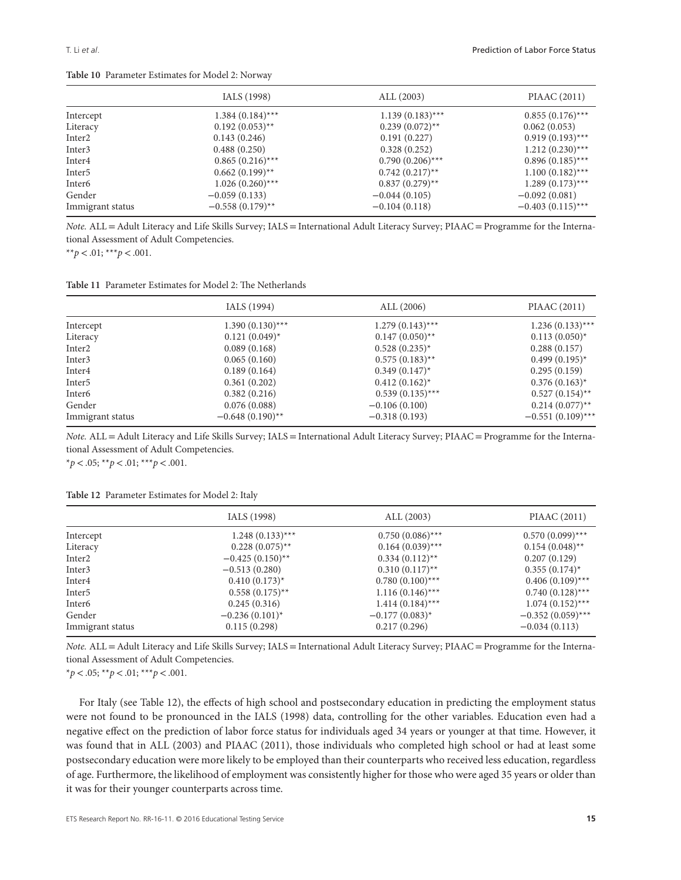**Table 10** Parameter Estimates for Model 2: Norway

| | IALS (1998) | ALL (2003) | PIAAC (2011) |
|---|---|---|---|
| Intercept | 1.384 (0.184)*** | 1.139 (0.183)*** | 0.855 (0.176)*** |
| Literacy | 0.192 (0.053)** | 0.239 (0.072)** | 0.062 (0.053) |
| Inter2 | 0.143 (0.246) | 0.191 (0.227) | 0.919 (0.193)*** |
| Inter3 | 0.488 (0.250) | 0.328 (0.252) | 1.212 (0.230)*** |
| Inter4 | 0.865 (0.216)*** | 0.790 (0.206)*** | 0.896 (0.185)*** |
| Inter5 | 0.662 (0.199)** | 0.742 (0.217)** | 1.100 (0.182)*** |
| Inter6 | 1.026 (0.260)*** | 0.837 (0.279)** | 1.289 (0.173)*** |
| Gender | −0.059 (0.133) | −0.044 (0.105) | −0.092 (0.081) |
| Immigrant status | −0.558 (0.179)** | −0.104 (0.118) | −0.403 (0.115)*** |

*Note.* ALL = Adult Literacy and Life Skills Survey; IALS = International Adult Literacy Survey; PIAAC = Programme for the International Assessment of Adult Competencies.
$^{**}p < .01$; $^{***}p < .001$.

**Table 11** Parameter Estimates for Model 2: The Netherlands

| | IALS (1994) | ALL (2006) | PIAAC (2011) |
|---|---|---|---|
| Intercept | 1.390 (0.130)*** | 1.279 (0.143)*** | 1.236 (0.133)*** |
| Literacy | 0.121 (0.049)* | 0.147 (0.050)** | 0.113 (0.050)* |
| Inter2 | 0.089 (0.168) | 0.528 (0.235)* | 0.288 (0.157) |
| Inter3 | 0.065 (0.160) | 0.575 (0.183)** | 0.499 (0.195)* |
| Inter4 | 0.189 (0.164) | 0.349 (0.147)* | 0.295 (0.159) |
| Inter5 | 0.361 (0.202) | 0.412 (0.162)* | 0.376 (0.163)* |
| Inter6 | 0.382 (0.216) | 0.539 (0.135)*** | 0.527 (0.154)** |
| Gender | 0.076 (0.088) | −0.106 (0.100) | 0.214 (0.077)** |
| Immigrant status | −0.648 (0.190)** | −0.318 (0.193) | −0.551 (0.109)*** |

*Note.* ALL = Adult Literacy and Life Skills Survey; IALS = International Adult Literacy Survey; PIAAC = Programme for the International Assessment of Adult Competencies.
$^{*}p < .05$; $^{**}p < .01$; $^{***}p < .001$.

**Table 12** Parameter Estimates for Model 2: Italy

| | IALS (1998) | ALL (2003) | PIAAC (2011) |
|---|---|---|---|
| Intercept | 1.248 (0.133)*** | 0.750 (0.086)*** | 0.570 (0.099)*** |
| Literacy | 0.228 (0.075)** | 0.164 (0.039)*** | 0.154 (0.048)** |
| Inter2 | −0.425 (0.150)** | 0.334 (0.112)** | 0.207 (0.129) |
| Inter3 | −0.513 (0.280) | 0.310 (0.117)** | 0.355 (0.174)* |
| Inter4 | 0.410 (0.173)* | 0.780 (0.100)*** | 0.406 (0.109)*** |
| Inter5 | 0.558 (0.175)** | 1.116 (0.146)*** | 0.740 (0.128)*** |
| Inter6 | 0.245 (0.316) | 1.414 (0.184)*** | 1.074 (0.152)*** |
| Gender | −0.236 (0.101)* | −0.177 (0.083)* | −0.352 (0.059)*** |
| Immigrant status | 0.115 (0.298) | 0.217 (0.296) | −0.034 (0.113) |

*Note.* ALL = Adult Literacy and Life Skills Survey; IALS = International Adult Literacy Survey; PIAAC = Programme for the International Assessment of Adult Competencies.
$^{*}p < .05$; $^{**}p < .01$; $^{***}p < .001$.

For Italy (see Table 12), the effects of high school and postsecondary education in predicting the employment status were not found to be pronounced in the IALS (1998) data, controlling for the other variables. Education even had a negative effect on the prediction of labor force status for individuals aged 34 years or younger at that time. However, it was found that in ALL (2003) and PIAAC (2011), those individuals who completed high school or had at least some postsecondary education were more likely to be employed than their counterparts who received less education, regardless of age. Furthermore, the likelihood of employment was consistently higher for those who were aged 35 years or older than it was for their younger counterparts across time.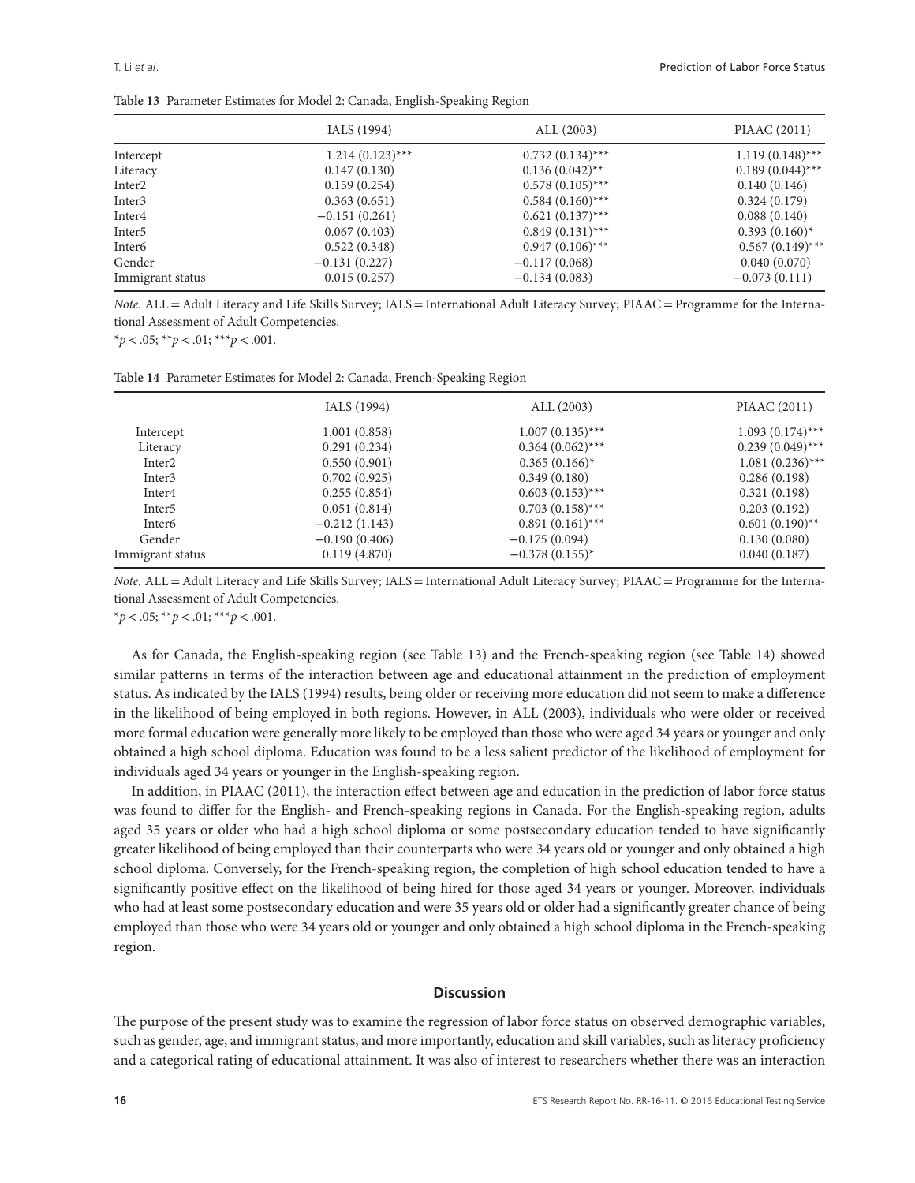**Table 13** Parameter Estimates for Model 2: Canada, English-Speaking Region

| | IALS (1994) | ALL (2003) | PIAAC (2011) |
|---|---|---|---|
| Intercept | 1.214 (0.123)*** | 0.732 (0.134)*** | 1.119 (0.148)*** |
| Literacy | 0.147 (0.130) | 0.136 (0.042)** | 0.189 (0.044)*** |
| Inter2 | 0.159 (0.254) | 0.578 (0.105)*** | 0.140 (0.146) |
| Inter3 | 0.363 (0.651) | 0.584 (0.160)*** | 0.324 (0.179) |
| Inter4 | −0.151 (0.261) | 0.621 (0.137)*** | 0.088 (0.140) |
| Inter5 | 0.067 (0.403) | 0.849 (0.131)*** | 0.393 (0.160)* |
| Inter6 | 0.522 (0.348) | 0.947 (0.106)*** | 0.567 (0.149)*** |
| Gender | −0.131 (0.227) | −0.117 (0.068) | 0.040 (0.070) |
| Immigrant status | 0.015 (0.257) | −0.134 (0.083) | −0.073 (0.111) |

*Note.* ALL = Adult Literacy and Life Skills Survey; IALS = International Adult Literacy Survey; PIAAC = Programme for the International Assessment of Adult Competencies.
$^{*}p < .05$; $^{**}p < .01$; $^{***}p < .001$.

**Table 14** Parameter Estimates for Model 2: Canada, French-Speaking Region

| | IALS (1994) | ALL (2003) | PIAAC (2011) |
|---|---|---|---|
| Intercept | 1.001 (0.858) | 1.007 (0.135)*** | 1.093 (0.174)*** |
| Literacy | 0.291 (0.234) | 0.364 (0.062)*** | 0.239 (0.049)*** |
| Inter2 | 0.550 (0.901) | 0.365 (0.166)* | 1.081 (0.236)*** |
| Inter3 | 0.702 (0.925) | 0.349 (0.180) | 0.286 (0.198) |
| Inter4 | 0.255 (0.854) | 0.603 (0.153)*** | 0.321 (0.198) |
| Inter5 | 0.051 (0.814) | 0.703 (0.158)*** | 0.203 (0.192) |
| Inter6 | −0.212 (1.143) | 0.891 (0.161)*** | 0.601 (0.190)** |
| Gender | −0.190 (0.406) | −0.175 (0.094) | 0.130 (0.080) |
| Immigrant status | 0.119 (4.870) | −0.378 (0.155)* | 0.040 (0.187) |

*Note.* ALL = Adult Literacy and Life Skills Survey; IALS = International Adult Literacy Survey; PIAAC = Programme for the International Assessment of Adult Competencies.
$^{*}p < .05$; $^{**}p < .01$; $^{***}p < .001$.

As for Canada, the English-speaking region (see Table 13) and the French-speaking region (see Table 14) showed similar patterns in terms of the interaction between age and educational attainment in the prediction of employment status. As indicated by the IALS (1994) results, being older or receiving more education did not seem to make a difference in the likelihood of being employed in both regions. However, in ALL (2003), individuals who were older or received more formal education were generally more likely to be employed than those who were aged 34 years or younger and only obtained a high school diploma. Education was found to be a less salient predictor of the likelihood of employment for individuals aged 34 years or younger in the English-speaking region.

In addition, in PIAAC (2011), the interaction effect between age and education in the prediction of labor force status was found to differ for the English- and French-speaking regions in Canada. For the English-speaking region, adults aged 35 years or older who had a high school diploma or some postsecondary education tended to have significantly greater likelihood of being employed than their counterparts who were 34 years old or younger and only obtained a high school diploma. Conversely, for the French-speaking region, the completion of high school education tended to have a significantly positive effect on the likelihood of being hired for those aged 34 years or younger. Moreover, individuals who had at least some postsecondary education and were 35 years old or older had a significantly greater chance of being employed than those who were 34 years old or younger and only obtained a high school diploma in the French-speaking region.

## Discussion

The purpose of the present study was to examine the regression of labor force status on observed demographic variables, such as gender, age, and immigrant status, and more importantly, education and skill variables, such as literacy proficiency and a categorical rating of educational attainment. It was also of interest to researchers whether there was an interaction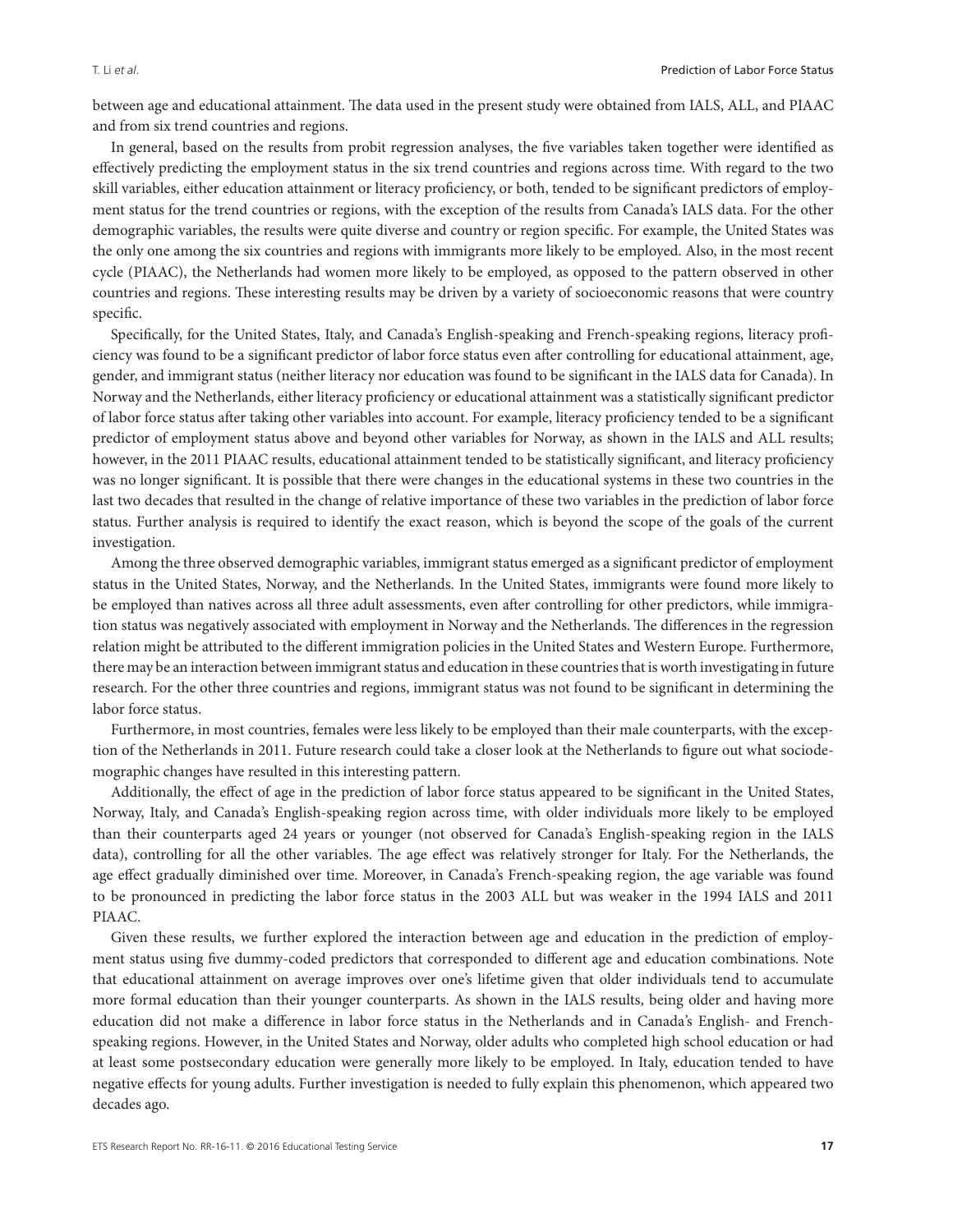between age and educational attainment. The data used in the present study were obtained from IALS, ALL, and PIAAC and from six trend countries and regions.

In general, based on the results from probit regression analyses, the five variables taken together were identified as effectively predicting the employment status in the six trend countries and regions across time. With regard to the two skill variables, either education attainment or literacy proficiency, or both, tended to be significant predictors of employment status for the trend countries or regions, with the exception of the results from Canada's IALS data. For the other demographic variables, the results were quite diverse and country or region specific. For example, the United States was the only one among the six countries and regions with immigrants more likely to be employed. Also, in the most recent cycle (PIAAC), the Netherlands had women more likely to be employed, as opposed to the pattern observed in other countries and regions. These interesting results may be driven by a variety of socioeconomic reasons that were country specific.

Specifically, for the United States, Italy, and Canada's English-speaking and French-speaking regions, literacy proficiency was found to be a significant predictor of labor force status even after controlling for educational attainment, age, gender, and immigrant status (neither literacy nor education was found to be significant in the IALS data for Canada). In Norway and the Netherlands, either literacy proficiency or educational attainment was a statistically significant predictor of labor force status after taking other variables into account. For example, literacy proficiency tended to be a significant predictor of employment status above and beyond other variables for Norway, as shown in the IALS and ALL results; however, in the 2011 PIAAC results, educational attainment tended to be statistically significant, and literacy proficiency was no longer significant. It is possible that there were changes in the educational systems in these two countries in the last two decades that resulted in the change of relative importance of these two variables in the prediction of labor force status. Further analysis is required to identify the exact reason, which is beyond the scope of the goals of the current investigation.

Among the three observed demographic variables, immigrant status emerged as a significant predictor of employment status in the United States, Norway, and the Netherlands. In the United States, immigrants were found more likely to be employed than natives across all three adult assessments, even after controlling for other predictors, while immigration status was negatively associated with employment in Norway and the Netherlands. The differences in the regression relation might be attributed to the different immigration policies in the United States and Western Europe. Furthermore, there may be an interaction between immigrant status and education in these countries that is worth investigating in future research. For the other three countries and regions, immigrant status was not found to be significant in determining the labor force status.

Furthermore, in most countries, females were less likely to be employed than their male counterparts, with the exception of the Netherlands in 2011. Future research could take a closer look at the Netherlands to figure out what sociodemographic changes have resulted in this interesting pattern.

Additionally, the effect of age in the prediction of labor force status appeared to be significant in the United States, Norway, Italy, and Canada's English-speaking region across time, with older individuals more likely to be employed than their counterparts aged 24 years or younger (not observed for Canada's English-speaking region in the IALS data), controlling for all the other variables. The age effect was relatively stronger for Italy. For the Netherlands, the age effect gradually diminished over time. Moreover, in Canada's French-speaking region, the age variable was found to be pronounced in predicting the labor force status in the 2003 ALL but was weaker in the 1994 IALS and 2011 PIAAC.

Given these results, we further explored the interaction between age and education in the prediction of employment status using five dummy-coded predictors that corresponded to different age and education combinations. Note that educational attainment on average improves over one's lifetime given that older individuals tend to accumulate more formal education than their younger counterparts. As shown in the IALS results, being older and having more education did not make a difference in labor force status in the Netherlands and in Canada's English- and French-speaking regions. However, in the United States and Norway, older adults who completed high school education or had at least some postsecondary education were generally more likely to be employed. In Italy, education tended to have negative effects for young adults. Further investigation is needed to fully explain this phenomenon, which appeared two decades ago.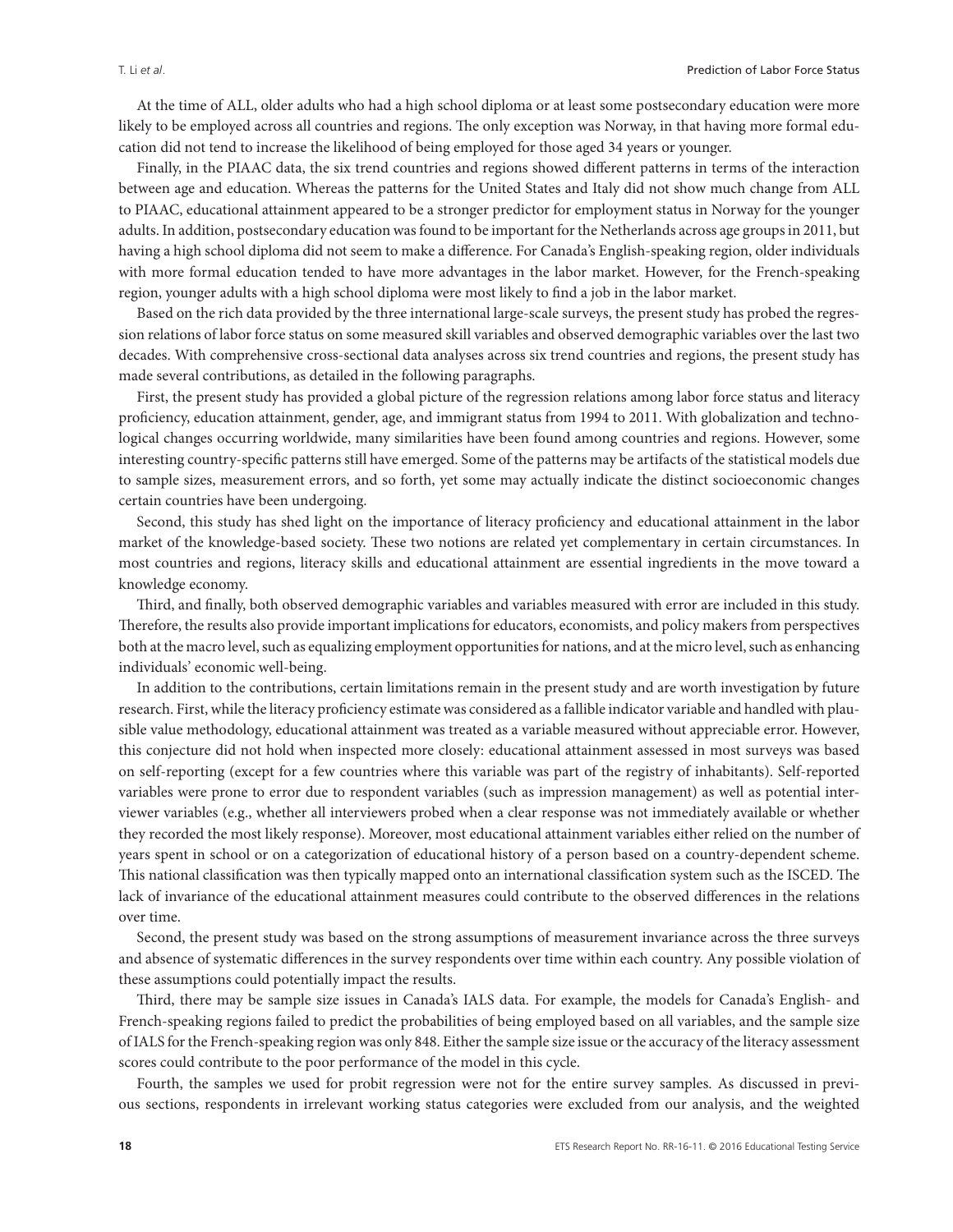At the time of ALL, older adults who had a high school diploma or at least some postsecondary education were more likely to be employed across all countries and regions. The only exception was Norway, in that having more formal education did not tend to increase the likelihood of being employed for those aged 34 years or younger.

Finally, in the PIAAC data, the six trend countries and regions showed different patterns in terms of the interaction between age and education. Whereas the patterns for the United States and Italy did not show much change from ALL to PIAAC, educational attainment appeared to be a stronger predictor for employment status in Norway for the younger adults. In addition, postsecondary education was found to be important for the Netherlands across age groups in 2011, but having a high school diploma did not seem to make a difference. For Canada's English-speaking region, older individuals with more formal education tended to have more advantages in the labor market. However, for the French-speaking region, younger adults with a high school diploma were most likely to find a job in the labor market.

Based on the rich data provided by the three international large-scale surveys, the present study has probed the regression relations of labor force status on some measured skill variables and observed demographic variables over the last two decades. With comprehensive cross-sectional data analyses across six trend countries and regions, the present study has made several contributions, as detailed in the following paragraphs.

First, the present study has provided a global picture of the regression relations among labor force status and literacy proficiency, education attainment, gender, age, and immigrant status from 1994 to 2011. With globalization and technological changes occurring worldwide, many similarities have been found among countries and regions. However, some interesting country-specific patterns still have emerged. Some of the patterns may be artifacts of the statistical models due to sample sizes, measurement errors, and so forth, yet some may actually indicate the distinct socioeconomic changes certain countries have been undergoing.

Second, this study has shed light on the importance of literacy proficiency and educational attainment in the labor market of the knowledge-based society. These two notions are related yet complementary in certain circumstances. In most countries and regions, literacy skills and educational attainment are essential ingredients in the move toward a knowledge economy.

Third, and finally, both observed demographic variables and variables measured with error are included in this study. Therefore, the results also provide important implications for educators, economists, and policy makers from perspectives both at the macro level, such as equalizing employment opportunities for nations, and at the micro level, such as enhancing individuals' economic well-being.

In addition to the contributions, certain limitations remain in the present study and are worth investigation by future research. First, while the literacy proficiency estimate was considered as a fallible indicator variable and handled with plausible value methodology, educational attainment was treated as a variable measured without appreciable error. However, this conjecture did not hold when inspected more closely: educational attainment assessed in most surveys was based on self-reporting (except for a few countries where this variable was part of the registry of inhabitants). Self-reported variables were prone to error due to respondent variables (such as impression management) as well as potential interviewer variables (e.g., whether all interviewers probed when a clear response was not immediately available or whether they recorded the most likely response). Moreover, most educational attainment variables either relied on the number of years spent in school or on a categorization of educational history of a person based on a country-dependent scheme. This national classification was then typically mapped onto an international classification system such as the ISCED. The lack of invariance of the educational attainment measures could contribute to the observed differences in the relations over time.

Second, the present study was based on the strong assumptions of measurement invariance across the three surveys and absence of systematic differences in the survey respondents over time within each country. Any possible violation of these assumptions could potentially impact the results.

Third, there may be sample size issues in Canada's IALS data. For example, the models for Canada's English- and French-speaking regions failed to predict the probabilities of being employed based on all variables, and the sample size of IALS for the French-speaking region was only 848. Either the sample size issue or the accuracy of the literacy assessment scores could contribute to the poor performance of the model in this cycle.

Fourth, the samples we used for probit regression were not for the entire survey samples. As discussed in previous sections, respondents in irrelevant working status categories were excluded from our analysis, and the weighted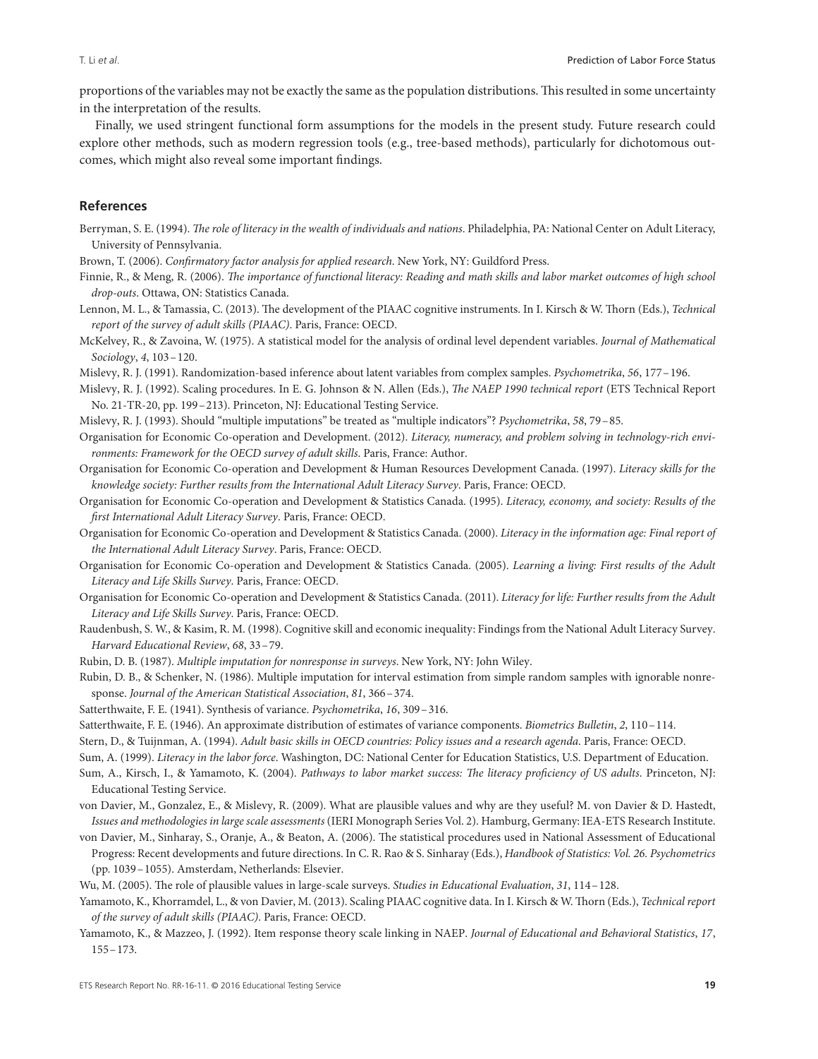proportions of the variables may not be exactly the same as the population distributions. This resulted in some uncertainty in the interpretation of the results.

Finally, we used stringent functional form assumptions for the models in the present study. Future research could explore other methods, such as modern regression tools (e.g., tree-based methods), particularly for dichotomous outcomes, which might also reveal some important findings.

## References

Berryman, S. E. (1994). *The role of literacy in the wealth of individuals and nations*. Philadelphia, PA: National Center on Adult Literacy, University of Pennsylvania.

Brown, T. (2006). *Confirmatory factor analysis for applied research*. New York, NY: Guildford Press.

Finnie, R., & Meng, R. (2006). *The importance of functional literacy: Reading and math skills and labor market outcomes of high school drop-outs*. Ottawa, ON: Statistics Canada.

Lennon, M. L., & Tamassia, C. (2013). The development of the PIAAC cognitive instruments. In I. Kirsch & W. Thorn (Eds.), *Technical report of the survey of adult skills (PIAAC)*. Paris, France: OECD.

McKelvey, R., & Zavoina, W. (1975). A statistical model for the analysis of ordinal level dependent variables. *Journal of Mathematical Sociology*, *4*, 103–120.

Mislevy, R. J. (1991). Randomization-based inference about latent variables from complex samples. *Psychometrika*, *56*, 177–196.

Mislevy, R. J. (1992). Scaling procedures. In E. G. Johnson & N. Allen (Eds.), *The NAEP 1990 technical report* (ETS Technical Report No. 21-TR-20, pp. 199–213). Princeton, NJ: Educational Testing Service.

Mislevy, R. J. (1993). Should "multiple imputations" be treated as "multiple indicators"? *Psychometrika*, *58*, 79–85.

Organisation for Economic Co-operation and Development. (2012). *Literacy, numeracy, and problem solving in technology-rich environments: Framework for the OECD survey of adult skills*. Paris, France: Author.

Organisation for Economic Co-operation and Development & Human Resources Development Canada. (1997). *Literacy skills for the knowledge society: Further results from the International Adult Literacy Survey*. Paris, France: OECD.

Organisation for Economic Co-operation and Development & Statistics Canada. (1995). *Literacy, economy, and society: Results of the first International Adult Literacy Survey*. Paris, France: OECD.

Organisation for Economic Co-operation and Development & Statistics Canada. (2000). *Literacy in the information age: Final report of the International Adult Literacy Survey*. Paris, France: OECD.

Organisation for Economic Co-operation and Development & Statistics Canada. (2005). *Learning a living: First results of the Adult Literacy and Life Skills Survey*. Paris, France: OECD.

Organisation for Economic Co-operation and Development & Statistics Canada. (2011). *Literacy for life: Further results from the Adult Literacy and Life Skills Survey*. Paris, France: OECD.

Raudenbush, S. W., & Kasim, R. M. (1998). Cognitive skill and economic inequality: Findings from the National Adult Literacy Survey. *Harvard Educational Review*, *68*, 33–79.

Rubin, D. B. (1987). *Multiple imputation for nonresponse in surveys*. New York, NY: John Wiley.

Rubin, D. B., & Schenker, N. (1986). Multiple imputation for interval estimation from simple random samples with ignorable nonresponse. *Journal of the American Statistical Association*, *81*, 366–374.

Satterthwaite, F. E. (1941). Synthesis of variance. *Psychometrika*, *16*, 309–316.

Satterthwaite, F. E. (1946). An approximate distribution of estimates of variance components. *Biometrics Bulletin*, *2*, 110–114.

Stern, D., & Tuijnman, A. (1994). *Adult basic skills in OECD countries: Policy issues and a research agenda*. Paris, France: OECD.

Sum, A. (1999). *Literacy in the labor force*. Washington, DC: National Center for Education Statistics, U.S. Department of Education.

Sum, A., Kirsch, I., & Yamamoto, K. (2004). *Pathways to labor market success: The literacy proficiency of US adults*. Princeton, NJ: Educational Testing Service.

von Davier, M., Gonzalez, E., & Mislevy, R. (2009). What are plausible values and why are they useful? M. von Davier & D. Hastedt, *Issues and methodologies in large scale assessments* (IERI Monograph Series Vol. 2). Hamburg, Germany: IEA-ETS Research Institute.

von Davier, M., Sinharay, S., Oranje, A., & Beaton, A. (2006). The statistical procedures used in National Assessment of Educational Progress: Recent developments and future directions. In C. R. Rao & S. Sinharay (Eds.), *Handbook of Statistics: Vol. 26. Psychometrics* (pp. 1039–1055). Amsterdam, Netherlands: Elsevier.

Wu, M. (2005). The role of plausible values in large-scale surveys. *Studies in Educational Evaluation*, *31*, 114–128.

Yamamoto, K., Khorramdel, L., & von Davier, M. (2013). Scaling PIAAC cognitive data. In I. Kirsch & W. Thorn (Eds.), *Technical report of the survey of adult skills (PIAAC)*. Paris, France: OECD.

Yamamoto, K., & Mazzeo, J. (1992). Item response theory scale linking in NAEP. *Journal of Educational and Behavioral Statistics*, *17*, 155–173.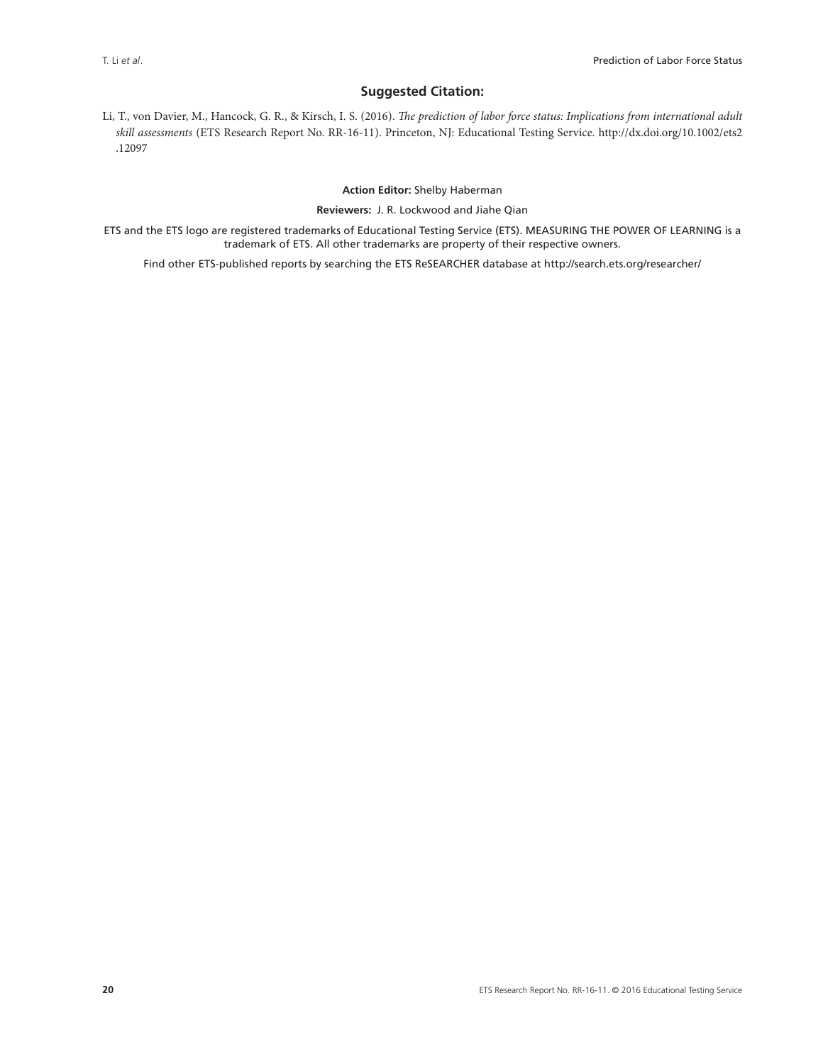## Suggested Citation:

Li, T., von Davier, M., Hancock, G. R., & Kirsch, I. S. (2016). *The prediction of labor force status: Implications from international adult skill assessments* (ETS Research Report No. RR-16-11). Princeton, NJ: Educational Testing Service. http://dx.doi.org/10.1002/ets2.12097

**Action Editor:** Shelby Haberman

**Reviewers:** J. R. Lockwood and Jiahe Qian

ETS and the ETS logo are registered trademarks of Educational Testing Service (ETS). MEASURING THE POWER OF LEARNING is a trademark of ETS. All other trademarks are property of their respective owners.

Find other ETS-published reports by searching the ETS ReSEARCHER database at http://search.ets.org/researcher/